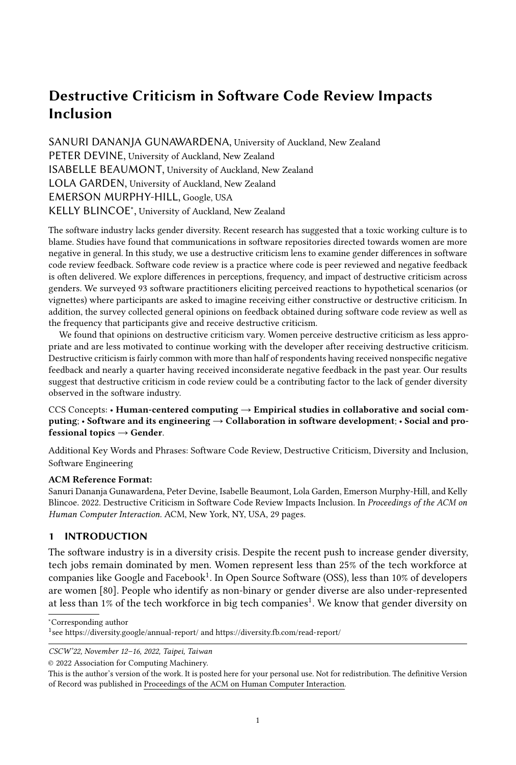# Destructive Criticism in Software Code Review Impacts Inclusion

SANURI DANANJA GUNAWARDENA, University of Auckland, New Zealand
PETER DEVINE, University of Auckland, New Zealand
ISABELLE BEAUMONT, University of Auckland, New Zealand
LOLA GARDEN, University of Auckland, New Zealand
EMERSON MURPHY-HILL, Google, USA
KELLY BLINCOE*, University of Auckland, New Zealand

The software industry lacks gender diversity. Recent research has suggested that a toxic working culture is to blame. Studies have found that communications in software repositories directed towards women are more negative in general. In this study, we use a destructive criticism lens to examine gender differences in software code review feedback. Software code review is a practice where code is peer reviewed and negative feedback is often delivered. We explore differences in perceptions, frequency, and impact of destructive criticism across genders. We surveyed 93 software practitioners eliciting perceived reactions to hypothetical scenarios (or vignettes) where participants are asked to imagine receiving either constructive or destructive criticism. In addition, the survey collected general opinions on feedback obtained during software code review as well as the frequency that participants give and receive destructive criticism.

We found that opinions on destructive criticism vary. Women perceive destructive criticism as less appropriate and are less motivated to continue working with the developer after receiving destructive criticism. Destructive criticism is fairly common with more than half of respondents having received nonspecific negative feedback and nearly a quarter having received inconsiderate negative feedback in the past year. Our results suggest that destructive criticism in code review could be a contributing factor to the lack of gender diversity observed in the software industry.

CCS Concepts: • **Human-centered computing → Empirical studies in collaborative and social computing**; • **Software and its engineering → Collaboration in software development**; • **Social and professional topics → Gender**.

Additional Key Words and Phrases: Software Code Review, Destructive Criticism, Diversity and Inclusion, Software Engineering

**ACM Reference Format:**
Sanuri Dananja Gunawardena, Peter Devine, Isabelle Beaumont, Lola Garden, Emerson Murphy-Hill, and Kelly Blincoe. 2022. Destructive Criticism in Software Code Review Impacts Inclusion. In *Proceedings of the ACM on Human Computer Interaction.* ACM, New York, NY, USA, 29 pages.

## 1 INTRODUCTION

The software industry is in a diversity crisis. Despite the recent push to increase gender diversity, tech jobs remain dominated by men. Women represent less than 25% of the tech workforce at companies like Google and Facebook[1]. In Open Source Software (OSS), less than 10% of developers are women [80]. People who identify as non-binary or gender diverse are also under-represented at less than 1% of the tech workforce in big tech companies[1]. We know that gender diversity on

*Corresponding author
[1] see https://diversity.google/annual-report/ and https://diversity.fb.com/read-report/

*CSCW'22, November 12–16, 2022, Taipei, Taiwan*
© 2022 Association for Computing Machinery.
This is the author's version of the work. It is posted here for your personal use. Not for redistribution. The definitive Version of Record was published in Proceedings of the ACM on Human Computer Interaction.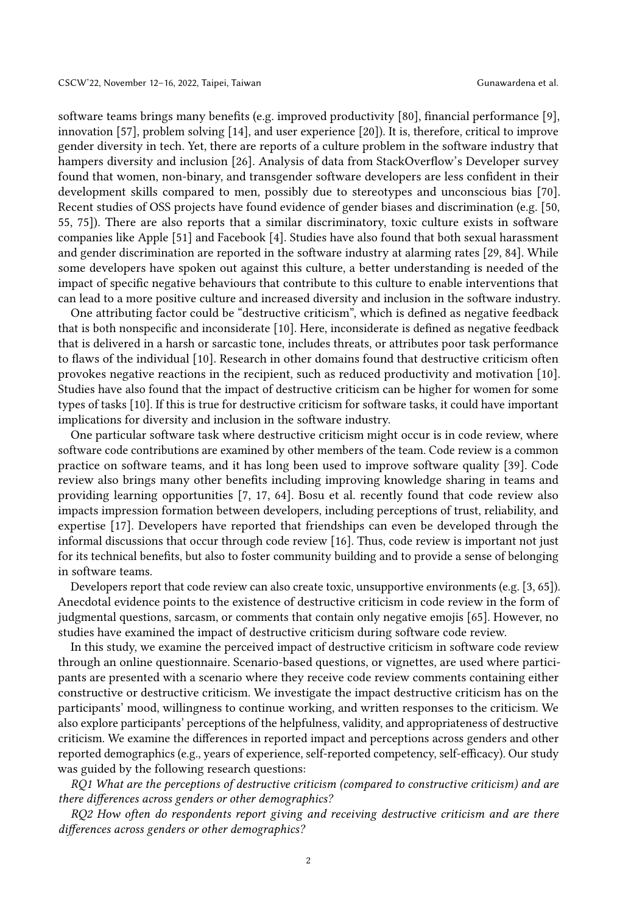software teams brings many benefits (e.g. improved productivity [80], financial performance [9], innovation [57], problem solving [14], and user experience [20]). It is, therefore, critical to improve gender diversity in tech. Yet, there are reports of a culture problem in the software industry that hampers diversity and inclusion [26]. Analysis of data from StackOverflow's Developer survey found that women, non-binary, and transgender software developers are less confident in their development skills compared to men, possibly due to stereotypes and unconscious bias [70]. Recent studies of OSS projects have found evidence of gender biases and discrimination (e.g. [50, 55, 75]). There are also reports that a similar discriminatory, toxic culture exists in software companies like Apple [51] and Facebook [4]. Studies have also found that both sexual harassment and gender discrimination are reported in the software industry at alarming rates [29, 84]. While some developers have spoken out against this culture, a better understanding is needed of the impact of specific negative behaviours that contribute to this culture to enable interventions that can lead to a more positive culture and increased diversity and inclusion in the software industry.

One attributing factor could be "destructive criticism", which is defined as negative feedback that is both nonspecific and inconsiderate [10]. Here, inconsiderate is defined as negative feedback that is delivered in a harsh or sarcastic tone, includes threats, or attributes poor task performance to flaws of the individual [10]. Research in other domains found that destructive criticism often provokes negative reactions in the recipient, such as reduced productivity and motivation [10]. Studies have also found that the impact of destructive criticism can be higher for women for some types of tasks [10]. If this is true for destructive criticism for software tasks, it could have important implications for diversity and inclusion in the software industry.

One particular software task where destructive criticism might occur is in code review, where software code contributions are examined by other members of the team. Code review is a common practice on software teams, and it has long been used to improve software quality [39]. Code review also brings many other benefits including improving knowledge sharing in teams and providing learning opportunities [7, 17, 64]. Bosu et al. recently found that code review also impacts impression formation between developers, including perceptions of trust, reliability, and expertise [17]. Developers have reported that friendships can even be developed through the informal discussions that occur through code review [16]. Thus, code review is important not just for its technical benefits, but also to foster community building and to provide a sense of belonging in software teams.

Developers report that code review can also create toxic, unsupportive environments (e.g. [3, 65]). Anecdotal evidence points to the existence of destructive criticism in code review in the form of judgmental questions, sarcasm, or comments that contain only negative emojis [65]. However, no studies have examined the impact of destructive criticism during software code review.

In this study, we examine the perceived impact of destructive criticism in software code review through an online questionnaire. Scenario-based questions, or vignettes, are used where participants are presented with a scenario where they receive code review comments containing either constructive or destructive criticism. We investigate the impact destructive criticism has on the participants' mood, willingness to continue working, and written responses to the criticism. We also explore participants' perceptions of the helpfulness, validity, and appropriateness of destructive criticism. We examine the differences in reported impact and perceptions across genders and other reported demographics (e.g., years of experience, self-reported competency, self-efficacy). Our study was guided by the following research questions:

*RQ1 What are the perceptions of destructive criticism (compared to constructive criticism) and are there differences across genders or other demographics?*

*RQ2 How often do respondents report giving and receiving destructive criticism and are there differences across genders or other demographics?*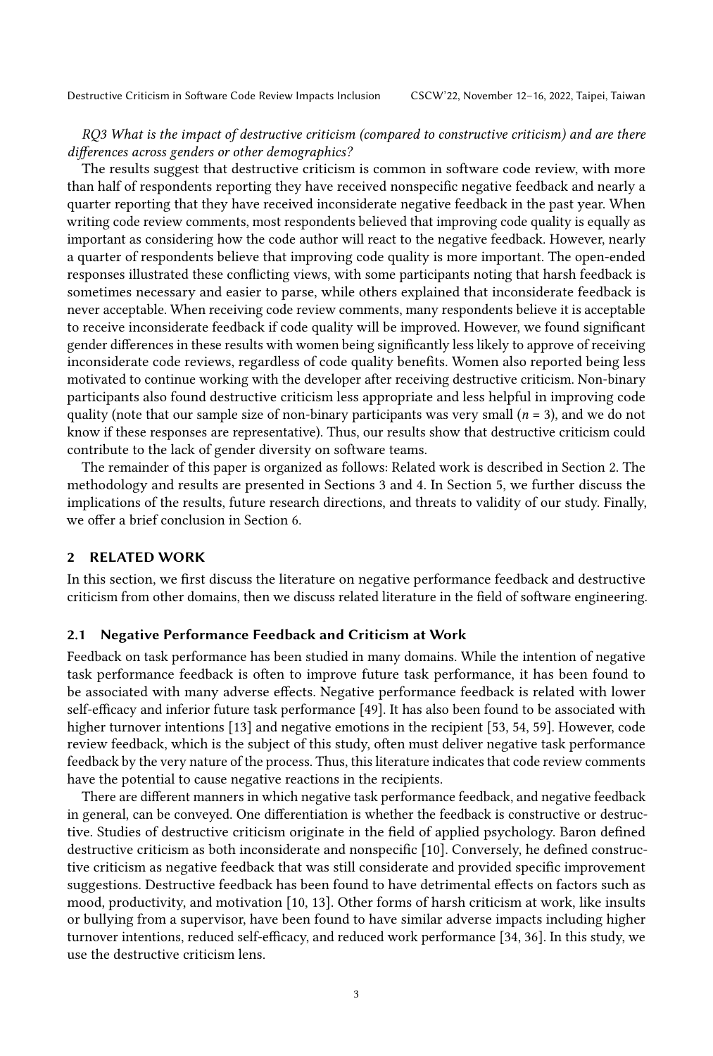*RQ3 What is the impact of destructive criticism (compared to constructive criticism) and are there differences across genders or other demographics?*

The results suggest that destructive criticism is common in software code review, with more than half of respondents reporting they have received nonspecific negative feedback and nearly a quarter reporting that they have received inconsiderate negative feedback in the past year. When writing code review comments, most respondents believed that improving code quality is equally as important as considering how the code author will react to the negative feedback. However, nearly a quarter of respondents believe that improving code quality is more important. The open-ended responses illustrated these conflicting views, with some participants noting that harsh feedback is sometimes necessary and easier to parse, while others explained that inconsiderate feedback is never acceptable. When receiving code review comments, many respondents believe it is acceptable to receive inconsiderate feedback if code quality will be improved. However, we found significant gender differences in these results with women being significantly less likely to approve of receiving inconsiderate code reviews, regardless of code quality benefits. Women also reported being less motivated to continue working with the developer after receiving destructive criticism. Non-binary participants also found destructive criticism less appropriate and less helpful in improving code quality (note that our sample size of non-binary participants was very small ($n$ = 3), and we do not know if these responses are representative). Thus, our results show that destructive criticism could contribute to the lack of gender diversity on software teams.

The remainder of this paper is organized as follows: Related work is described in Section 2. The methodology and results are presented in Sections 3 and 4. In Section 5, we further discuss the implications of the results, future research directions, and threats to validity of our study. Finally, we offer a brief conclusion in Section 6.

## 2 RELATED WORK

In this section, we first discuss the literature on negative performance feedback and destructive criticism from other domains, then we discuss related literature in the field of software engineering.

### 2.1 Negative Performance Feedback and Criticism at Work

Feedback on task performance has been studied in many domains. While the intention of negative task performance feedback is often to improve future task performance, it has been found to be associated with many adverse effects. Negative performance feedback is related with lower self-efficacy and inferior future task performance [49]. It has also been found to be associated with higher turnover intentions [13] and negative emotions in the recipient [53, 54, 59]. However, code review feedback, which is the subject of this study, often must deliver negative task performance feedback by the very nature of the process. Thus, this literature indicates that code review comments have the potential to cause negative reactions in the recipients.

There are different manners in which negative task performance feedback, and negative feedback in general, can be conveyed. One differentiation is whether the feedback is constructive or destructive. Studies of destructive criticism originate in the field of applied psychology. Baron defined destructive criticism as both inconsiderate and nonspecific [10]. Conversely, he defined constructive criticism as negative feedback that was still considerate and provided specific improvement suggestions. Destructive feedback has been found to have detrimental effects on factors such as mood, productivity, and motivation [10, 13]. Other forms of harsh criticism at work, like insults or bullying from a supervisor, have been found to have similar adverse impacts including higher turnover intentions, reduced self-efficacy, and reduced work performance [34, 36]. In this study, we use the destructive criticism lens.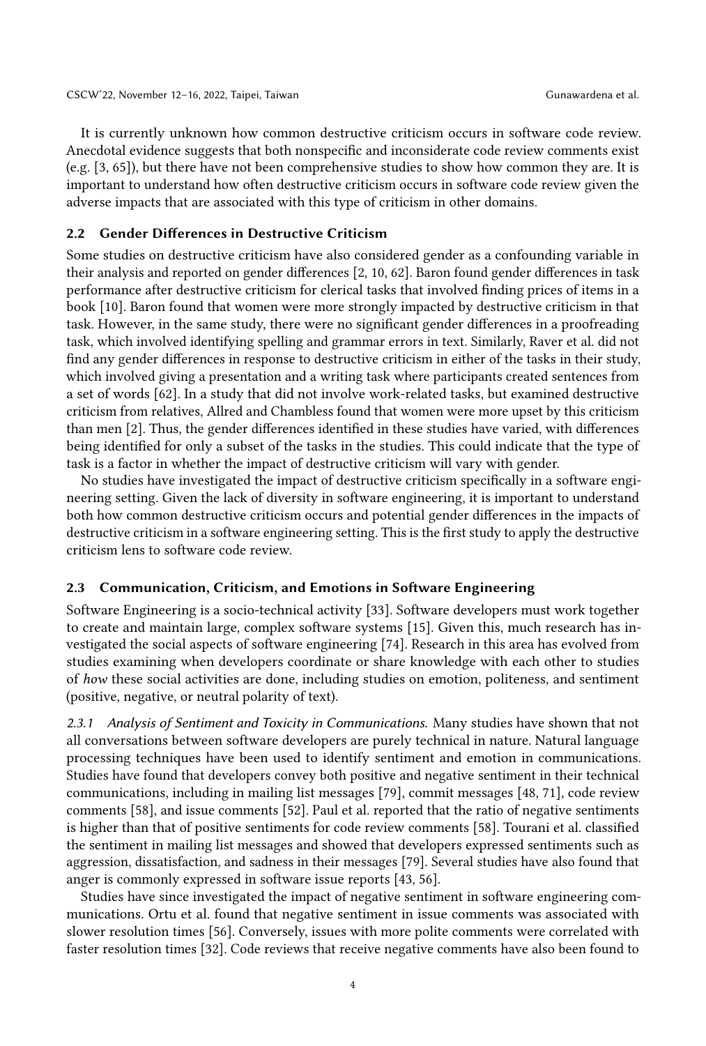It is currently unknown how common destructive criticism occurs in software code review. Anecdotal evidence suggests that both nonspecific and inconsiderate code review comments exist (e.g. [3, 65]), but there have not been comprehensive studies to show how common they are. It is important to understand how often destructive criticism occurs in software code review given the adverse impacts that are associated with this type of criticism in other domains.

## 2.2 Gender Differences in Destructive Criticism

Some studies on destructive criticism have also considered gender as a confounding variable in their analysis and reported on gender differences [2, 10, 62]. Baron found gender differences in task performance after destructive criticism for clerical tasks that involved finding prices of items in a book [10]. Baron found that women were more strongly impacted by destructive criticism in that task. However, in the same study, there were no significant gender differences in a proofreading task, which involved identifying spelling and grammar errors in text. Similarly, Raver et al. did not find any gender differences in response to destructive criticism in either of the tasks in their study, which involved giving a presentation and a writing task where participants created sentences from a set of words [62]. In a study that did not involve work-related tasks, but examined destructive criticism from relatives, Allred and Chambless found that women were more upset by this criticism than men [2]. Thus, the gender differences identified in these studies have varied, with differences being identified for only a subset of the tasks in the studies. This could indicate that the type of task is a factor in whether the impact of destructive criticism will vary with gender.

No studies have investigated the impact of destructive criticism specifically in a software engineering setting. Given the lack of diversity in software engineering, it is important to understand both how common destructive criticism occurs and potential gender differences in the impacts of destructive criticism in a software engineering setting. This is the first study to apply the destructive criticism lens to software code review.

## 2.3 Communication, Criticism, and Emotions in Software Engineering

Software Engineering is a socio-technical activity [33]. Software developers must work together to create and maintain large, complex software systems [15]. Given this, much research has investigated the social aspects of software engineering [74]. Research in this area has evolved from studies examining when developers coordinate or share knowledge with each other to studies of *how* these social activities are done, including studies on emotion, politeness, and sentiment (positive, negative, or neutral polarity of text).

*2.3.1 Analysis of Sentiment and Toxicity in Communications.* Many studies have shown that not all conversations between software developers are purely technical in nature. Natural language processing techniques have been used to identify sentiment and emotion in communications. Studies have found that developers convey both positive and negative sentiment in their technical communications, including in mailing list messages [79], commit messages [48, 71], code review comments [58], and issue comments [52]. Paul et al. reported that the ratio of negative sentiments is higher than that of positive sentiments for code review comments [58]. Tourani et al. classified the sentiment in mailing list messages and showed that developers expressed sentiments such as aggression, dissatisfaction, and sadness in their messages [79]. Several studies have also found that anger is commonly expressed in software issue reports [43, 56].

Studies have since investigated the impact of negative sentiment in software engineering communications. Ortu et al. found that negative sentiment in issue comments was associated with slower resolution times [56]. Conversely, issues with more polite comments were correlated with faster resolution times [32]. Code reviews that receive negative comments have also been found to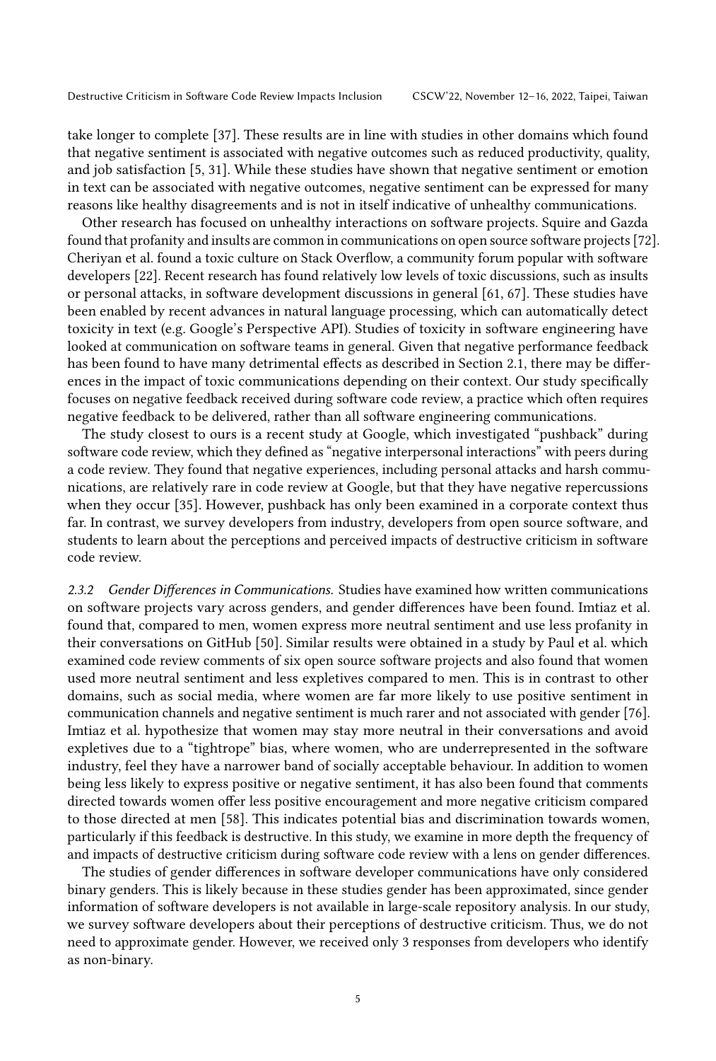take longer to complete [37]. These results are in line with studies in other domains which found that negative sentiment is associated with negative outcomes such as reduced productivity, quality, and job satisfaction [5, 31]. While these studies have shown that negative sentiment or emotion in text can be associated with negative outcomes, negative sentiment can be expressed for many reasons like healthy disagreements and is not in itself indicative of unhealthy communications.

Other research has focused on unhealthy interactions on software projects. Squire and Gazda found that profanity and insults are common in communications on open source software projects [72]. Cheriyan et al. found a toxic culture on Stack Overflow, a community forum popular with software developers [22]. Recent research has found relatively low levels of toxic discussions, such as insults or personal attacks, in software development discussions in general [61, 67]. These studies have been enabled by recent advances in natural language processing, which can automatically detect toxicity in text (e.g. Google's Perspective API). Studies of toxicity in software engineering have looked at communication on software teams in general. Given that negative performance feedback has been found to have many detrimental effects as described in Section 2.1, there may be differences in the impact of toxic communications depending on their context. Our study specifically focuses on negative feedback received during software code review, a practice which often requires negative feedback to be delivered, rather than all software engineering communications.

The study closest to ours is a recent study at Google, which investigated "pushback" during software code review, which they defined as "negative interpersonal interactions" with peers during a code review. They found that negative experiences, including personal attacks and harsh communications, are relatively rare in code review at Google, but that they have negative repercussions when they occur [35]. However, pushback has only been examined in a corporate context thus far. In contrast, we survey developers from industry, developers from open source software, and students to learn about the perceptions and perceived impacts of destructive criticism in software code review.

*2.3.2 Gender Differences in Communications.* Studies have examined how written communications on software projects vary across genders, and gender differences have been found. Imtiaz et al. found that, compared to men, women express more neutral sentiment and use less profanity in their conversations on GitHub [50]. Similar results were obtained in a study by Paul et al. which examined code review comments of six open source software projects and also found that women used more neutral sentiment and less expletives compared to men. This is in contrast to other domains, such as social media, where women are far more likely to use positive sentiment in communication channels and negative sentiment is much rarer and not associated with gender [76]. Imtiaz et al. hypothesize that women may stay more neutral in their conversations and avoid expletives due to a "tightrope" bias, where women, who are underrepresented in the software industry, feel they have a narrower band of socially acceptable behaviour. In addition to women being less likely to express positive or negative sentiment, it has also been found that comments directed towards women offer less positive encouragement and more negative criticism compared to those directed at men [58]. This indicates potential bias and discrimination towards women, particularly if this feedback is destructive. In this study, we examine in more depth the frequency of and impacts of destructive criticism during software code review with a lens on gender differences.

The studies of gender differences in software developer communications have only considered binary genders. This is likely because in these studies gender has been approximated, since gender information of software developers is not available in large-scale repository analysis. In our study, we survey software developers about their perceptions of destructive criticism. Thus, we do not need to approximate gender. However, we received only 3 responses from developers who identify as non-binary.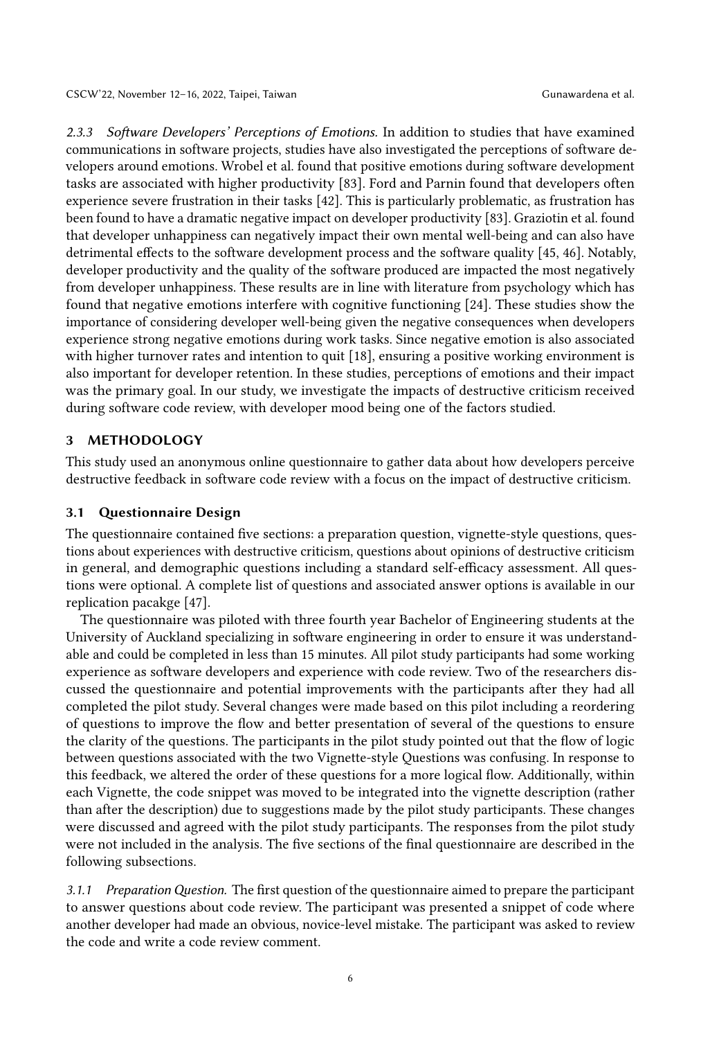*2.3.3 Software Developers' Perceptions of Emotions.* In addition to studies that have examined communications in software projects, studies have also investigated the perceptions of software developers around emotions. Wrobel et al. found that positive emotions during software development tasks are associated with higher productivity [83]. Ford and Parnin found that developers often experience severe frustration in their tasks [42]. This is particularly problematic, as frustration has been found to have a dramatic negative impact on developer productivity [83]. Graziotin et al. found that developer unhappiness can negatively impact their own mental well-being and can also have detrimental effects to the software development process and the software quality [45, 46]. Notably, developer productivity and the quality of the software produced are impacted the most negatively from developer unhappiness. These results are in line with literature from psychology which has found that negative emotions interfere with cognitive functioning [24]. These studies show the importance of considering developer well-being given the negative consequences when developers experience strong negative emotions during work tasks. Since negative emotion is also associated with higher turnover rates and intention to quit [18], ensuring a positive working environment is also important for developer retention. In these studies, perceptions of emotions and their impact was the primary goal. In our study, we investigate the impacts of destructive criticism received during software code review, with developer mood being one of the factors studied.

## 3 METHODOLOGY

This study used an anonymous online questionnaire to gather data about how developers perceive destructive feedback in software code review with a focus on the impact of destructive criticism.

### 3.1 Questionnaire Design

The questionnaire contained five sections: a preparation question, vignette-style questions, questions about experiences with destructive criticism, questions about opinions of destructive criticism in general, and demographic questions including a standard self-efficacy assessment. All questions were optional. A complete list of questions and associated answer options is available in our replication pacakge [47].

The questionnaire was piloted with three fourth year Bachelor of Engineering students at the University of Auckland specializing in software engineering in order to ensure it was understandable and could be completed in less than 15 minutes. All pilot study participants had some working experience as software developers and experience with code review. Two of the researchers discussed the questionnaire and potential improvements with the participants after they had all completed the pilot study. Several changes were made based on this pilot including a reordering of questions to improve the flow and better presentation of several of the questions to ensure the clarity of the questions. The participants in the pilot study pointed out that the flow of logic between questions associated with the two Vignette-style Questions was confusing. In response to this feedback, we altered the order of these questions for a more logical flow. Additionally, within each Vignette, the code snippet was moved to be integrated into the vignette description (rather than after the description) due to suggestions made by the pilot study participants. These changes were discussed and agreed with the pilot study participants. The responses from the pilot study were not included in the analysis. The five sections of the final questionnaire are described in the following subsections.

*3.1.1 Preparation Question.* The first question of the questionnaire aimed to prepare the participant to answer questions about code review. The participant was presented a snippet of code where another developer had made an obvious, novice-level mistake. The participant was asked to review the code and write a code review comment.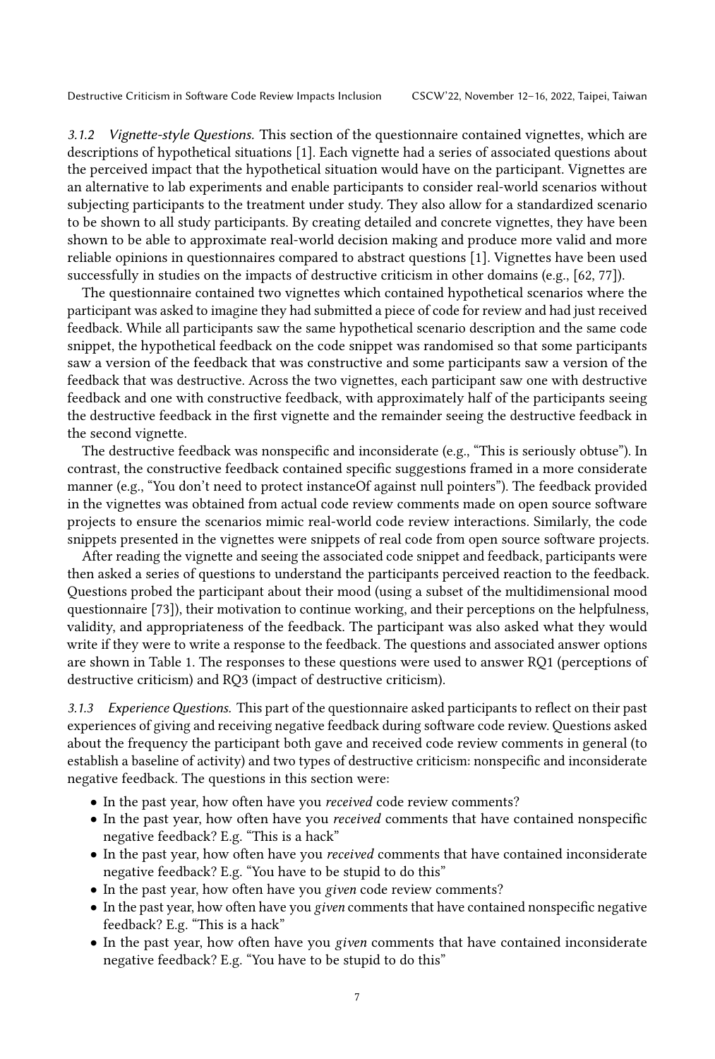#### 3.1.2 *Vignette-style Questions.*

This section of the questionnaire contained vignettes, which are descriptions of hypothetical situations [1]. Each vignette had a series of associated questions about the perceived impact that the hypothetical situation would have on the participant. Vignettes are an alternative to lab experiments and enable participants to consider real-world scenarios without subjecting participants to the treatment under study. They also allow for a standardized scenario to be shown to all study participants. By creating detailed and concrete vignettes, they have been shown to be able to approximate real-world decision making and produce more valid and more reliable opinions in questionnaires compared to abstract questions [1]. Vignettes have been used successfully in studies on the impacts of destructive criticism in other domains (e.g., [62, 77]).

The questionnaire contained two vignettes which contained hypothetical scenarios where the participant was asked to imagine they had submitted a piece of code for review and had just received feedback. While all participants saw the same hypothetical scenario description and the same code snippet, the hypothetical feedback on the code snippet was randomised so that some participants saw a version of the feedback that was constructive and some participants saw a version of the feedback that was destructive. Across the two vignettes, each participant saw one with destructive feedback and one with constructive feedback, with approximately half of the participants seeing the destructive feedback in the first vignette and the remainder seeing the destructive feedback in the second vignette.

The destructive feedback was nonspecific and inconsiderate (e.g., “This is seriously obtuse”). In contrast, the constructive feedback contained specific suggestions framed in a more considerate manner (e.g., “You don’t need to protect instanceOf against null pointers”). The feedback provided in the vignettes was obtained from actual code review comments made on open source software projects to ensure the scenarios mimic real-world code review interactions. Similarly, the code snippets presented in the vignettes were snippets of real code from open source software projects.

After reading the vignette and seeing the associated code snippet and feedback, participants were then asked a series of questions to understand the participants perceived reaction to the feedback. Questions probed the participant about their mood (using a subset of the multidimensional mood questionnaire [73]), their motivation to continue working, and their perceptions on the helpfulness, validity, and appropriateness of the feedback. The participant was also asked what they would write if they were to write a response to the feedback. The questions and associated answer options are shown in Table 1. The responses to these questions were used to answer RQ1 (perceptions of destructive criticism) and RQ3 (impact of destructive criticism).

#### 3.1.3 *Experience Questions.*

This part of the questionnaire asked participants to reflect on their past experiences of giving and receiving negative feedback during software code review. Questions asked about the frequency the participant both gave and received code review comments in general (to establish a baseline of activity) and two types of destructive criticism: nonspecific and inconsiderate negative feedback. The questions in this section were:

- In the past year, how often have you *received* code review comments?
- In the past year, how often have you *received* comments that have contained nonspecific negative feedback? E.g. “This is a hack”
- In the past year, how often have you *received* comments that have contained inconsiderate negative feedback? E.g. “You have to be stupid to do this”
- In the past year, how often have you *given* code review comments?
- In the past year, how often have you *given* comments that have contained nonspecific negative feedback? E.g. “This is a hack”
- In the past year, how often have you *given* comments that have contained inconsiderate negative feedback? E.g. “You have to be stupid to do this”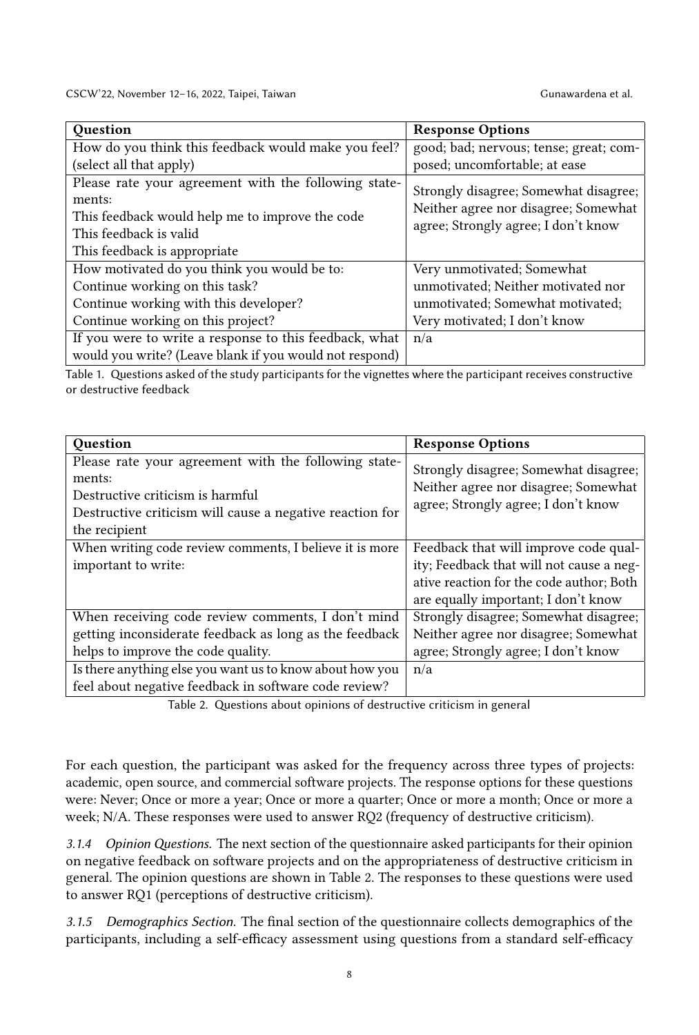| Question | Response Options |
|---|---|
| How do you think this feedback would make you feel? (select all that apply) | good; bad; nervous; tense; great; composed; uncomfortable; at ease |
| Please rate your agreement with the following statements:<br>This feedback would help me to improve the code<br>This feedback is valid<br>This feedback is appropriate | Strongly disagree; Somewhat disagree; Neither agree nor disagree; Somewhat agree; Strongly agree; I don't know |
| How motivated do you think you would be to:<br>Continue working on this task?<br>Continue working with this developer?<br>Continue working on this project? | Very unmotivated; Somewhat unmotivated; Neither motivated nor unmotivated; Somewhat motivated; Very motivated; I don't know |
| If you were to write a response to this feedback, what would you write? (Leave blank if you would not respond) | n/a |

Table 1. Questions asked of the study participants for the vignettes where the participant receives constructive or destructive feedback

| Question | Response Options |
|---|---|
| Please rate your agreement with the following statements:<br>Destructive criticism is harmful<br>Destructive criticism will cause a negative reaction for the recipient | Strongly disagree; Somewhat disagree; Neither agree nor disagree; Somewhat agree; Strongly agree; I don't know |
| When writing code review comments, I believe it is more important to write: | Feedback that will improve code quality; Feedback that will not cause a negative reaction for the code author; Both are equally important; I don't know |
| When receiving code review comments, I don't mind getting inconsiderate feedback as long as the feedback helps to improve the code quality. | Strongly disagree; Somewhat disagree; Neither agree nor disagree; Somewhat agree; Strongly agree; I don't know |
| Is there anything else you want us to know about how you feel about negative feedback in software code review? | n/a |

Table 2. Questions about opinions of destructive criticism in general

For each question, the participant was asked for the frequency across three types of projects: academic, open source, and commercial software projects. The response options for these questions were: Never; Once or more a year; Once or more a quarter; Once or more a month; Once or more a week; N/A. These responses were used to answer RQ2 (frequency of destructive criticism).

*3.1.4 Opinion Questions.* The next section of the questionnaire asked participants for their opinion on negative feedback on software projects and on the appropriateness of destructive criticism in general. The opinion questions are shown in Table 2. The responses to these questions were used to answer RQ1 (perceptions of destructive criticism).

*3.1.5 Demographics Section.* The final section of the questionnaire collects demographics of the participants, including a self-efficacy assessment using questions from a standard self-efficacy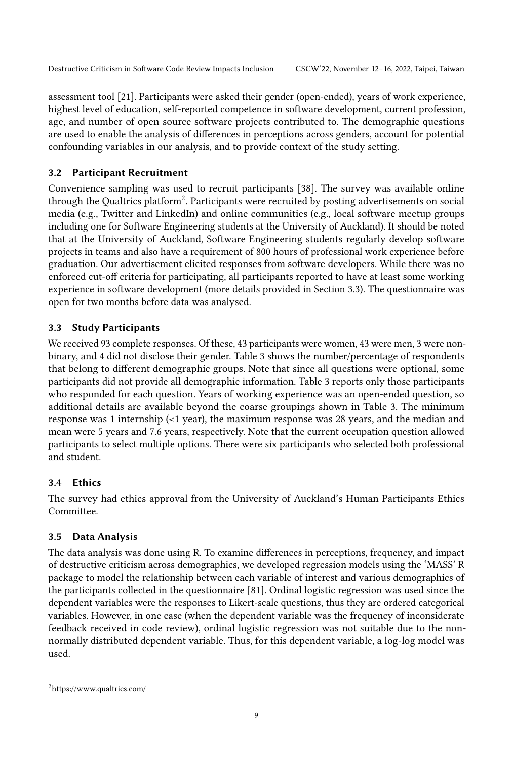assessment tool [21]. Participants were asked their gender (open-ended), years of work experience, highest level of education, self-reported competence in software development, current profession, age, and number of open source software projects contributed to. The demographic questions are used to enable the analysis of differences in perceptions across genders, account for potential confounding variables in our analysis, and to provide context of the study setting.

### 3.2 Participant Recruitment

Convenience sampling was used to recruit participants [38]. The survey was available online through the Qualtrics platform[2]. Participants were recruited by posting advertisements on social media (e.g., Twitter and LinkedIn) and online communities (e.g., local software meetup groups including one for Software Engineering students at the University of Auckland). It should be noted that at the University of Auckland, Software Engineering students regularly develop software projects in teams and also have a requirement of 800 hours of professional work experience before graduation. Our advertisement elicited responses from software developers. While there was no enforced cut-off criteria for participating, all participants reported to have at least some working experience in software development (more details provided in Section 3.3). The questionnaire was open for two months before data was analysed.

### 3.3 Study Participants

We received 93 complete responses. Of these, 43 participants were women, 43 were men, 3 were non-binary, and 4 did not disclose their gender. Table 3 shows the number/percentage of respondents that belong to different demographic groups. Note that since all questions were optional, some participants did not provide all demographic information. Table 3 reports only those participants who responded for each question. Years of working experience was an open-ended question, so additional details are available beyond the coarse groupings shown in Table 3. The minimum response was 1 internship (<1 year), the maximum response was 28 years, and the median and mean were 5 years and 7.6 years, respectively. Note that the current occupation question allowed participants to select multiple options. There were six participants who selected both professional and student.

### 3.4 Ethics

The survey had ethics approval from the University of Auckland's Human Participants Ethics Committee.

### 3.5 Data Analysis

The data analysis was done using R. To examine differences in perceptions, frequency, and impact of destructive criticism across demographics, we developed regression models using the 'MASS' R package to model the relationship between each variable of interest and various demographics of the participants collected in the questionnaire [81]. Ordinal logistic regression was used since the dependent variables were the responses to Likert-scale questions, thus they are ordered categorical variables. However, in one case (when the dependent variable was the frequency of inconsiderate feedback received in code review), ordinal logistic regression was not suitable due to the non-normally distributed dependent variable. Thus, for this dependent variable, a log-log model was used.

---

[2] https://www.qualtrics.com/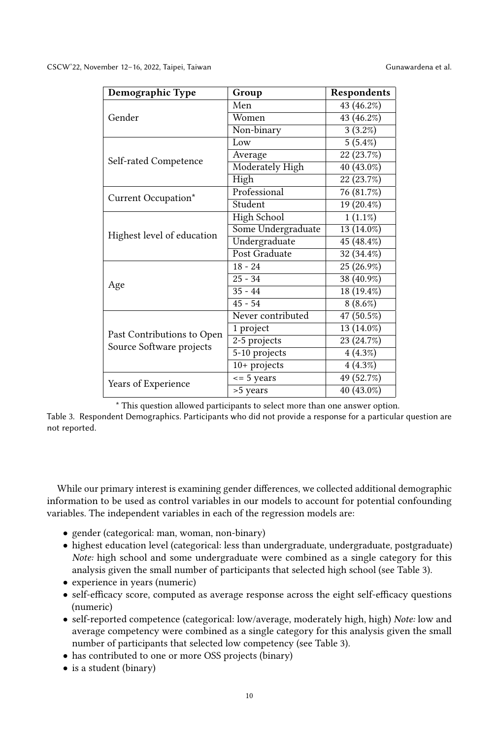| Demographic Type | Group | Respondents |
| --- | --- | --- |
| Gender | Men | 43 (46.2%) |
| | Women | 43 (46.2%) |
| | Non-binary | 3 (3.2%) |
| Self-rated Competence | Low | 5 (5.4%) |
| | Average | 22 (23.7%) |
| | Moderately High | 40 (43.0%) |
| | High | 22 (23.7%) |
| Current Occupation* | Professional | 76 (81.7%) |
| | Student | 19 (20.4%) |
| Highest level of education | High School | 1 (1.1%) |
| | Some Undergraduate | 13 (14.0%) |
| | Undergraduate | 45 (48.4%) |
| | Post Graduate | 32 (34.4%) |
| Age | 18 - 24 | 25 (26.9%) |
| | 25 - 34 | 38 (40.9%) |
| | 35 - 44 | 18 (19.4%) |
| | 45 - 54 | 8 (8.6%) |
| Past Contributions to Open Source Software projects | Never contributed | 47 (50.5%) |
| | 1 project | 13 (14.0%) |
| | 2-5 projects | 23 (24.7%) |
| | 5-10 projects | 4 (4.3%) |
| | 10+ projects | 4 (4.3%) |
| Years of Experience | <= 5 years | 49 (52.7%) |
| | >5 years | 40 (43.0%) |

* This question allowed participants to select more than one answer option.

Table 3. Respondent Demographics. Participants who did not provide a response for a particular question are not reported.

While our primary interest is examining gender differences, we collected additional demographic information to be used as control variables in our models to account for potential confounding variables. The independent variables in each of the regression models are:

- gender (categorical: man, woman, non-binary)
- highest education level (categorical: less than undergraduate, undergraduate, postgraduate) *Note:* high school and some undergraduate were combined as a single category for this analysis given the small number of participants that selected high school (see Table 3).
- experience in years (numeric)
- self-efficacy score, computed as average response across the eight self-efficacy questions (numeric)
- self-reported competence (categorical: low/average, moderately high, high) *Note:* low and average competency were combined as a single category for this analysis given the small number of participants that selected low competency (see Table 3).
- has contributed to one or more OSS projects (binary)
- is a student (binary)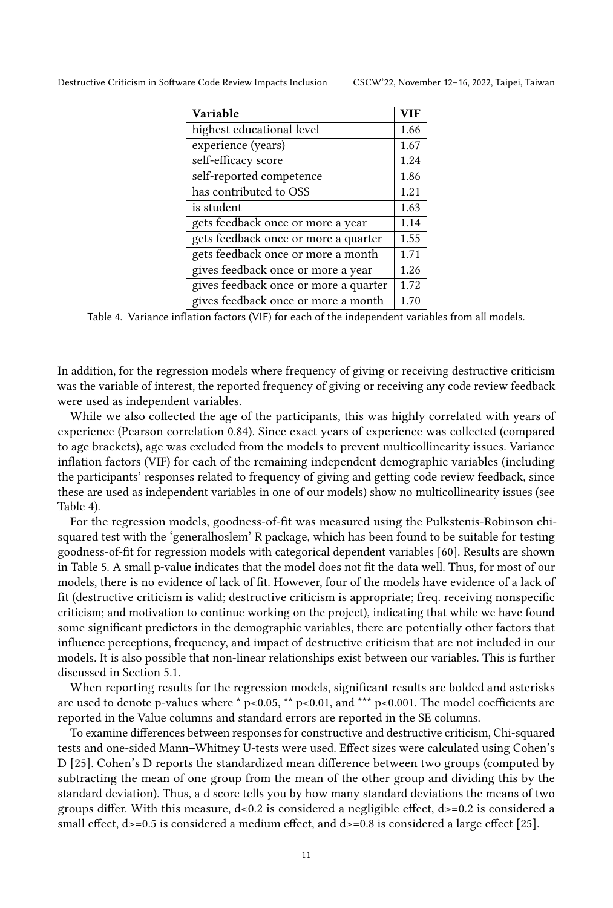| Variable | VIF |
|---|---|
| highest educational level | 1.66 |
| experience (years) | 1.67 |
| self-efficacy score | 1.24 |
| self-reported competence | 1.86 |
| has contributed to OSS | 1.21 |
| is student | 1.63 |
| gets feedback once or more a year | 1.14 |
| gets feedback once or more a quarter | 1.55 |
| gets feedback once or more a month | 1.71 |
| gives feedback once or more a year | 1.26 |
| gives feedback once or more a quarter | 1.72 |
| gives feedback once or more a month | 1.70 |

Table 4. Variance inflation factors (VIF) for each of the independent variables from all models.

In addition, for the regression models where frequency of giving or receiving destructive criticism was the variable of interest, the reported frequency of giving or receiving any code review feedback were used as independent variables.

While we also collected the age of the participants, this was highly correlated with years of experience (Pearson correlation 0.84). Since exact years of experience was collected (compared to age brackets), age was excluded from the models to prevent multicollinearity issues. Variance inflation factors (VIF) for each of the remaining independent demographic variables (including the participants' responses related to frequency of giving and getting code review feedback, since these are used as independent variables in one of our models) show no multicollinearity issues (see Table 4).

For the regression models, goodness-of-fit was measured using the Pulkstenis-Robinson chi-squared test with the 'generalhoslem' R package, which has been found to be suitable for testing goodness-of-fit for regression models with categorical dependent variables [60]. Results are shown in Table 5. A small p-value indicates that the model does not fit the data well. Thus, for most of our models, there is no evidence of lack of fit. However, four of the models have evidence of a lack of fit (destructive criticism is valid; destructive criticism is appropriate; freq. receiving nonspecific criticism; and motivation to continue working on the project), indicating that while we have found some significant predictors in the demographic variables, there are potentially other factors that influence perceptions, frequency, and impact of destructive criticism that are not included in our models. It is also possible that non-linear relationships exist between our variables. This is further discussed in Section 5.1.

When reporting results for the regression models, significant results are bolded and asterisks are used to denote p-values where * $p<0.05$, ** $p<0.01$, and *** $p<0.001$. The model coefficients are reported in the Value columns and standard errors are reported in the SE columns.

To examine differences between responses for constructive and destructive criticism, Chi-squared tests and one-sided Mann–Whitney U-tests were used. Effect sizes were calculated using Cohen's D [25]. Cohen's D reports the standardized mean difference between two groups (computed by subtracting the mean of one group from the mean of the other group and dividing this by the standard deviation). Thus, a d score tells you by how many standard deviations the means of two groups differ. With this measure, $d<0.2$ is considered a negligible effect, $d>=0.2$ is considered a small effect, $d>=0.5$ is considered a medium effect, and $d>=0.8$ is considered a large effect [25].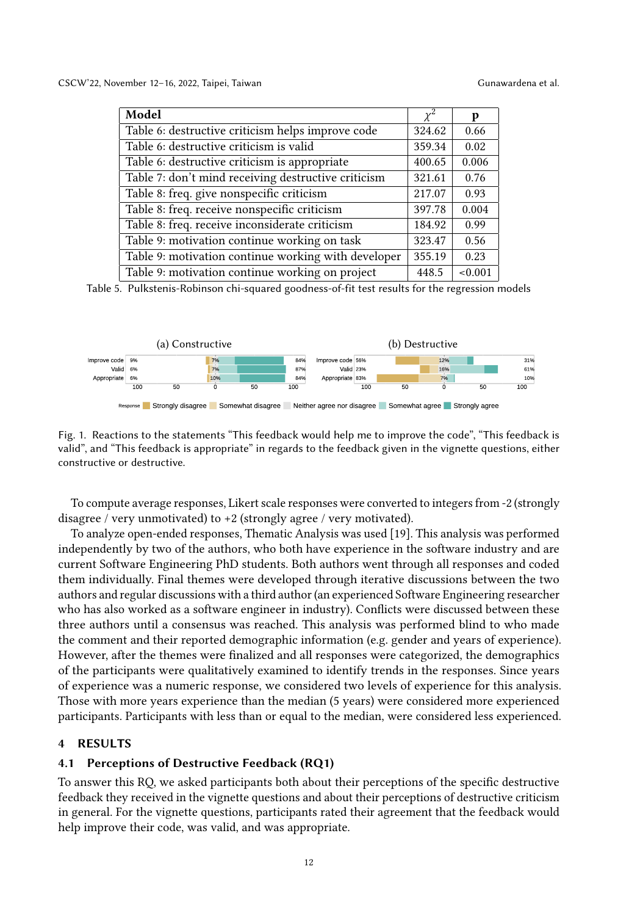| Model | $\chi^2$ | p |
|---|---|---|
| Table 6: destructive criticism helps improve code | 324.62 | 0.66 |
| Table 6: destructive criticism is valid | 359.34 | 0.02 |
| Table 6: destructive criticism is appropriate | 400.65 | 0.006 |
| Table 7: don't mind receiving destructive criticism | 321.61 | 0.76 |
| Table 8: freq. give nonspecific criticism | 217.07 | 0.93 |
| Table 8: freq. receive nonspecific criticism | 397.78 | 0.004 |
| Table 8: freq. receive inconsiderate criticism | 184.92 | 0.99 |
| Table 9: motivation continue working on task | 323.47 | 0.56 |
| Table 9: motivation continue working with developer | 355.19 | 0.23 |
| Table 9: motivation continue working on project | 448.5 | <0.001 |

Table 5. Pulkstenis-Robinson chi-squared goodness-of-fit test results for the regression models

Fig. 1. Reactions to the statements "This feedback would help me to improve the code", "This feedback is valid", and "This feedback is appropriate" in regards to the feedback given in the vignette questions, either constructive or destructive.

To compute average responses, Likert scale responses were converted to integers from -2 (strongly disagree / very unmotivated) to +2 (strongly agree / very motivated).

To analyze open-ended responses, Thematic Analysis was used [19]. This analysis was performed independently by two of the authors, who both have experience in the software industry and are current Software Engineering PhD students. Both authors went through all responses and coded them individually. Final themes were developed through iterative discussions between the two authors and regular discussions with a third author (an experienced Software Engineering researcher who has also worked as a software engineer in industry). Conflicts were discussed between these three authors until a consensus was reached. This analysis was performed blind to who made the comment and their reported demographic information (e.g. gender and years of experience). However, after the themes were finalized and all responses were categorized, the demographics of the participants were qualitatively examined to identify trends in the responses. Since years of experience was a numeric response, we considered two levels of experience for this analysis. Those with more years experience than the median (5 years) were considered more experienced participants. Participants with less than or equal to the median, were considered less experienced.

## 4 RESULTS

### 4.1 Perceptions of Destructive Feedback (RQ1)

To answer this RQ, we asked participants both about their perceptions of the specific destructive feedback they received in the vignette questions and about their perceptions of destructive criticism in general. For the vignette questions, participants rated their agreement that the feedback would help improve their code, was valid, and was appropriate.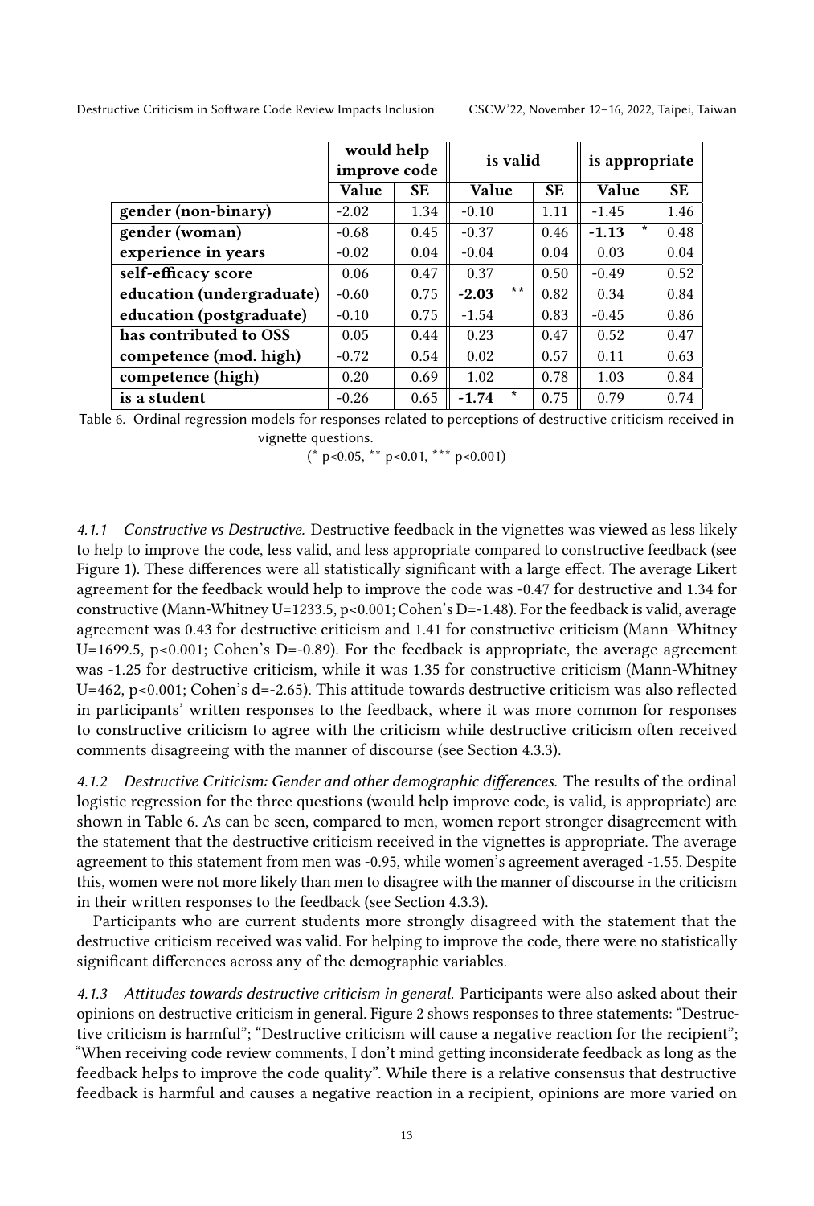| | would help improve code | | is valid | | is appropriate | |
|---|---|---|---|---|---|---|
| | **Value** | **SE** | **Value** | **SE** | **Value** | **SE** |
| **gender (non-binary)** | -2.02 | 1.34 | -0.10 | 1.11 | -1.45 | 1.46 |
| **gender (woman)** | -0.68 | 0.45 | -0.37 | 0.46 | **-1.13** * | 0.48 |
| **experience in years** | -0.02 | 0.04 | -0.04 | 0.04 | 0.03 | 0.04 |
| **self-efficacy score** | 0.06 | 0.47 | 0.37 | 0.50 | -0.49 | 0.52 |
| **education (undergraduate)** | -0.60 | 0.75 | **-2.03** ** | 0.82 | 0.34 | 0.84 |
| **education (postgraduate)** | -0.10 | 0.75 | -1.54 | 0.83 | -0.45 | 0.86 |
| **has contributed to OSS** | 0.05 | 0.44 | 0.23 | 0.47 | 0.52 | 0.47 |
| **competence (mod. high)** | -0.72 | 0.54 | 0.02 | 0.57 | 0.11 | 0.63 |
| **competence (high)** | 0.20 | 0.69 | 1.02 | 0.78 | 1.03 | 0.84 |
| **is a student** | -0.26 | 0.65 | **-1.74** * | 0.75 | 0.79 | 0.74 |

Table 6. Ordinal regression models for responses related to perceptions of destructive criticism received in vignette questions.
(* p<0.05, ** p<0.01, *** p<0.001)

#### 4.1.1 *Constructive vs Destructive.*

Destructive feedback in the vignettes was viewed as less likely to help to improve the code, less valid, and less appropriate compared to constructive feedback (see Figure 1). These differences were all statistically significant with a large effect. The average Likert agreement for the feedback would help to improve the code was -0.47 for destructive and 1.34 for constructive (Mann-Whitney U=1233.5, p<0.001; Cohen's D=-1.48). For the feedback is valid, average agreement was 0.43 for destructive criticism and 1.41 for constructive criticism (Mann–Whitney U=1699.5, p<0.001; Cohen's D=-0.89). For the feedback is appropriate, the average agreement was -1.25 for destructive criticism, while it was 1.35 for constructive criticism (Mann-Whitney U=462, p<0.001; Cohen's d=-2.65). This attitude towards destructive criticism was also reflected in participants' written responses to the feedback, where it was more common for responses to constructive criticism to agree with the criticism while destructive criticism often received comments disagreeing with the manner of discourse (see Section 4.3.3).

#### 4.1.2 *Destructive Criticism: Gender and other demographic differences.*

The results of the ordinal logistic regression for the three questions (would help improve code, is valid, is appropriate) are shown in Table 6. As can be seen, compared to men, women report stronger disagreement with the statement that the destructive criticism received in the vignettes is appropriate. The average agreement to this statement from men was -0.95, while women's agreement averaged -1.55. Despite this, women were not more likely than men to disagree with the manner of discourse in the criticism in their written responses to the feedback (see Section 4.3.3).

Participants who are current students more strongly disagreed with the statement that the destructive criticism received was valid. For helping to improve the code, there were no statistically significant differences across any of the demographic variables.

#### 4.1.3 *Attitudes towards destructive criticism in general.*

Participants were also asked about their opinions on destructive criticism in general. Figure 2 shows responses to three statements: "Destructive criticism is harmful"; "Destructive criticism will cause a negative reaction for the recipient"; "When receiving code review comments, I don't mind getting inconsiderate feedback as long as the feedback helps to improve the code quality". While there is a relative consensus that destructive feedback is harmful and causes a negative reaction in a recipient, opinions are more varied on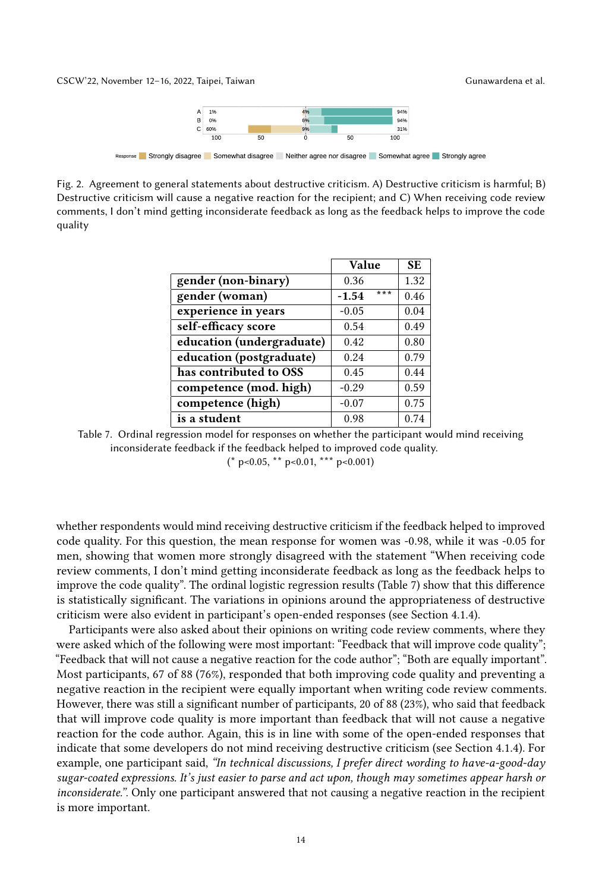Fig. 2. Agreement to general statements about destructive criticism. A) Destructive criticism is harmful; B) Destructive criticism will cause a negative reaction for the recipient; and C) When receiving code review comments, I don't mind getting inconsiderate feedback as long as the feedback helps to improve the code quality

| | Value | SE |
|---|---|---|
| **gender (non-binary)** | 0.36 | 1.32 |
| **gender (woman)** | **-1.54** *** | 0.46 |
| **experience in years** | -0.05 | 0.04 |
| **self-efficacy score** | 0.54 | 0.49 |
| **education (undergraduate)** | 0.42 | 0.80 |
| **education (postgraduate)** | 0.24 | 0.79 |
| **has contributed to OSS** | 0.45 | 0.44 |
| **competence (mod. high)** | -0.29 | 0.59 |
| **competence (high)** | -0.07 | 0.75 |
| **is a student** | 0.98 | 0.74 |

Table 7. Ordinal regression model for responses on whether the participant would mind receiving inconsiderate feedback if the feedback helped to improved code quality.
(* $p<0.05$, ** $p<0.01$, *** $p<0.001$)

whether respondents would mind receiving destructive criticism if the feedback helped to improved code quality. For this question, the mean response for women was -0.98, while it was -0.05 for men, showing that women more strongly disagreed with the statement "When receiving code review comments, I don't mind getting inconsiderate feedback as long as the feedback helps to improve the code quality". The ordinal logistic regression results (Table 7) show that this difference is statistically significant. The variations in opinions around the appropriateness of destructive criticism were also evident in participant's open-ended responses (see Section 4.1.4).

Participants were also asked about their opinions on writing code review comments, where they were asked which of the following were most important: "Feedback that will improve code quality"; "Feedback that will not cause a negative reaction for the code author"; "Both are equally important". Most participants, 67 of 88 (76%), responded that both improving code quality and preventing a negative reaction in the recipient were equally important when writing code review comments. However, there was still a significant number of participants, 20 of 88 (23%), who said that feedback that will improve code quality is more important than feedback that will not cause a negative reaction for the code author. Again, this is in line with some of the open-ended responses that indicate that some developers do not mind receiving destructive criticism (see Section 4.1.4). For example, one participant said, *"In technical discussions, I prefer direct wording to have-a-good-day sugar-coated expressions. It's just easier to parse and act upon, though may sometimes appear harsh or inconsiderate."*. Only one participant answered that not causing a negative reaction in the recipient is more important.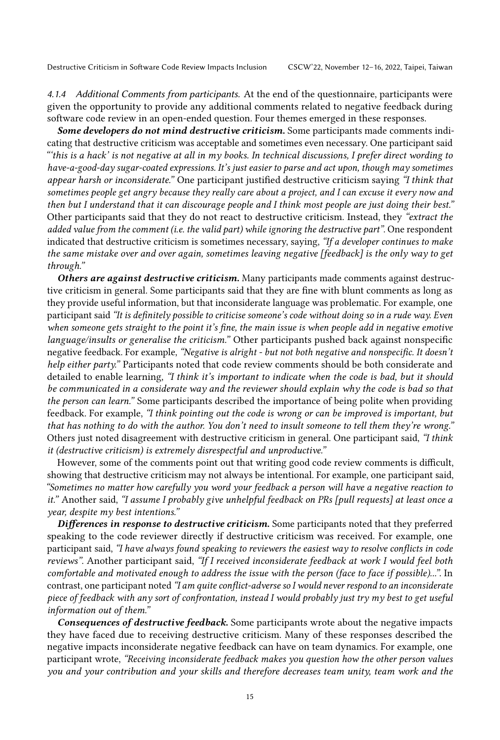#### 4.1.4 Additional Comments from participants.

At the end of the questionnaire, participants were given the opportunity to provide any additional comments related to negative feedback during software code review in an open-ended question. Four themes emerged in these responses.

***Some developers do not mind destructive criticism.*** Some participants made comments indicating that destructive criticism was acceptable and sometimes even necessary. One participant said *"'this is a hack' is not negative at all in my books. In technical discussions, I prefer direct wording to have-a-good-day sugar-coated expressions. It's just easier to parse and act upon, though may sometimes appear harsh or inconsiderate."* One participant justified destructive criticism saying *"I think that sometimes people get angry because they really care about a project, and I can excuse it every now and then but I understand that it can discourage people and I think most people are just doing their best."* Other participants said that they do not react to destructive criticism. Instead, they *"extract the added value from the comment (i.e. the valid part) while ignoring the destructive part"*. One respondent indicated that destructive criticism is sometimes necessary, saying, *"If a developer continues to make the same mistake over and over again, sometimes leaving negative [feedback] is the only way to get through."*

***Others are against destructive criticism.*** Many participants made comments against destructive criticism in general. Some participants said that they are fine with blunt comments as long as they provide useful information, but that inconsiderate language was problematic. For example, one participant said *"It is definitely possible to criticise someone's code without doing so in a rude way. Even when someone gets straight to the point it's fine, the main issue is when people add in negative emotive language/insults or generalise the criticism."* Other participants pushed back against nonspecific negative feedback. For example, *"Negative is alright - but not both negative and nonspecific. It doesn't help either party."* Participants noted that code review comments should be both considerate and detailed to enable learning, *"I think it's important to indicate when the code is bad, but it should be communicated in a considerate way and the reviewer should explain why the code is bad so that the person can learn."* Some participants described the importance of being polite when providing feedback. For example, *"I think pointing out the code is wrong or can be improved is important, but that has nothing to do with the author. You don't need to insult someone to tell them they're wrong."* Others just noted disagreement with destructive criticism in general. One participant said, *"I think it (destructive criticism) is extremely disrespectful and unproductive."*

However, some of the comments point out that writing good code review comments is difficult, showing that destructive criticism may not always be intentional. For example, one participant said, *"Sometimes no matter how carefully you word your feedback a person will have a negative reaction to it."* Another said, *"I assume I probably give unhelpful feedback on PRs [pull requests] at least once a year, despite my best intentions."*

***Differences in response to destructive criticism.*** Some participants noted that they preferred speaking to the code reviewer directly if destructive criticism was received. For example, one participant said, *"I have always found speaking to reviewers the easiest way to resolve conflicts in code reviews"*. Another participant said, *"If I received inconsiderate feedback at work I would feel both comfortable and motivated enough to address the issue with the person (face to face if possible)..."*. In contrast, one participant noted *"I am quite conflict-adverse so I would never respond to an inconsiderate piece of feedback with any sort of confrontation, instead I would probably just try my best to get useful information out of them."*

***Consequences of destructive feedback.*** Some participants wrote about the negative impacts they have faced due to receiving destructive criticism. Many of these responses described the negative impacts inconsiderate negative feedback can have on team dynamics. For example, one participant wrote, *"Receiving inconsiderate feedback makes you question how the other person values you and your contribution and your skills and therefore decreases team unity, team work and the*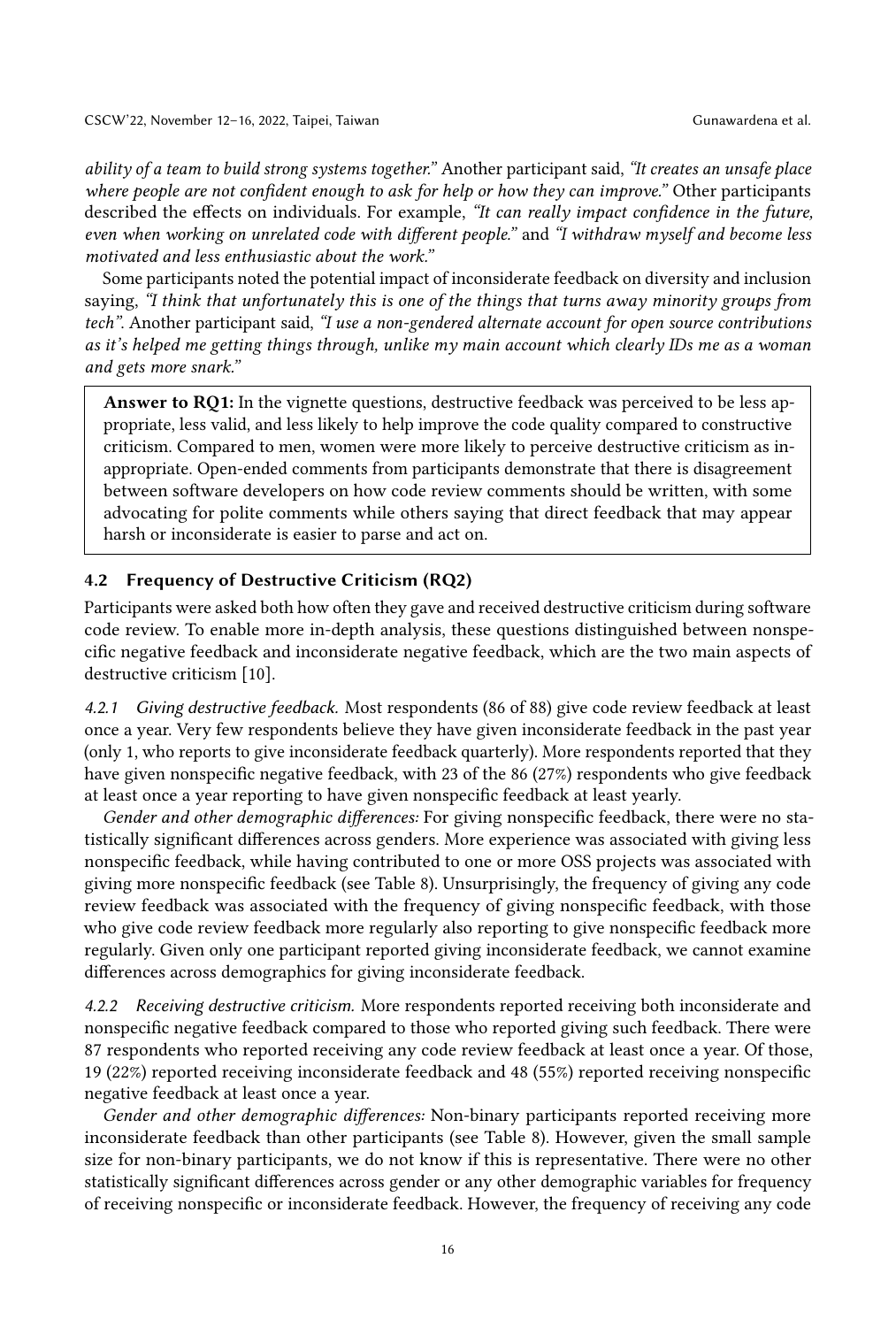*ability of a team to build strong systems together."* Another participant said, *"It creates an unsafe place where people are not confident enough to ask for help or how they can improve."* Other participants described the effects on individuals. For example, *"It can really impact confidence in the future, even when working on unrelated code with different people."* and *"I withdraw myself and become less motivated and less enthusiastic about the work."*

Some participants noted the potential impact of inconsiderate feedback on diversity and inclusion saying, *"I think that unfortunately this is one of the things that turns away minority groups from tech"*. Another participant said, *"I use a non-gendered alternate account for open source contributions as it's helped me getting things through, unlike my main account which clearly IDs me as a woman and gets more snark."*

> **Answer to RQ1:** In the vignette questions, destructive feedback was perceived to be less appropriate, less valid, and less likely to help improve the code quality compared to constructive criticism. Compared to men, women were more likely to perceive destructive criticism as inappropriate. Open-ended comments from participants demonstrate that there is disagreement between software developers on how code review comments should be written, with some advocating for polite comments while others saying that direct feedback that may appear harsh or inconsiderate is easier to parse and act on.

### 4.2 Frequency of Destructive Criticism (RQ2)

Participants were asked both how often they gave and received destructive criticism during software code review. To enable more in-depth analysis, these questions distinguished between nonspecific negative feedback and inconsiderate negative feedback, which are the two main aspects of destructive criticism [10].

*4.2.1 Giving destructive feedback.* Most respondents (86 of 88) give code review feedback at least once a year. Very few respondents believe they have given inconsiderate feedback in the past year (only 1, who reports to give inconsiderate feedback quarterly). More respondents reported that they have given nonspecific negative feedback, with 23 of the 86 (27%) respondents who give feedback at least once a year reporting to have given nonspecific feedback at least yearly.

*Gender and other demographic differences:* For giving nonspecific feedback, there were no statistically significant differences across genders. More experience was associated with giving less nonspecific feedback, while having contributed to one or more OSS projects was associated with giving more nonspecific feedback (see Table 8). Unsurprisingly, the frequency of giving any code review feedback was associated with the frequency of giving nonspecific feedback, with those who give code review feedback more regularly also reporting to give nonspecific feedback more regularly. Given only one participant reported giving inconsiderate feedback, we cannot examine differences across demographics for giving inconsiderate feedback.

*4.2.2 Receiving destructive criticism.* More respondents reported receiving both inconsiderate and nonspecific negative feedback compared to those who reported giving such feedback. There were 87 respondents who reported receiving any code review feedback at least once a year. Of those, 19 (22%) reported receiving inconsiderate feedback and 48 (55%) reported receiving nonspecific negative feedback at least once a year.

*Gender and other demographic differences:* Non-binary participants reported receiving more inconsiderate feedback than other participants (see Table 8). However, given the small sample size for non-binary participants, we do not know if this is representative. There were no other statistically significant differences across gender or any other demographic variables for frequency of receiving nonspecific or inconsiderate feedback. However, the frequency of receiving any code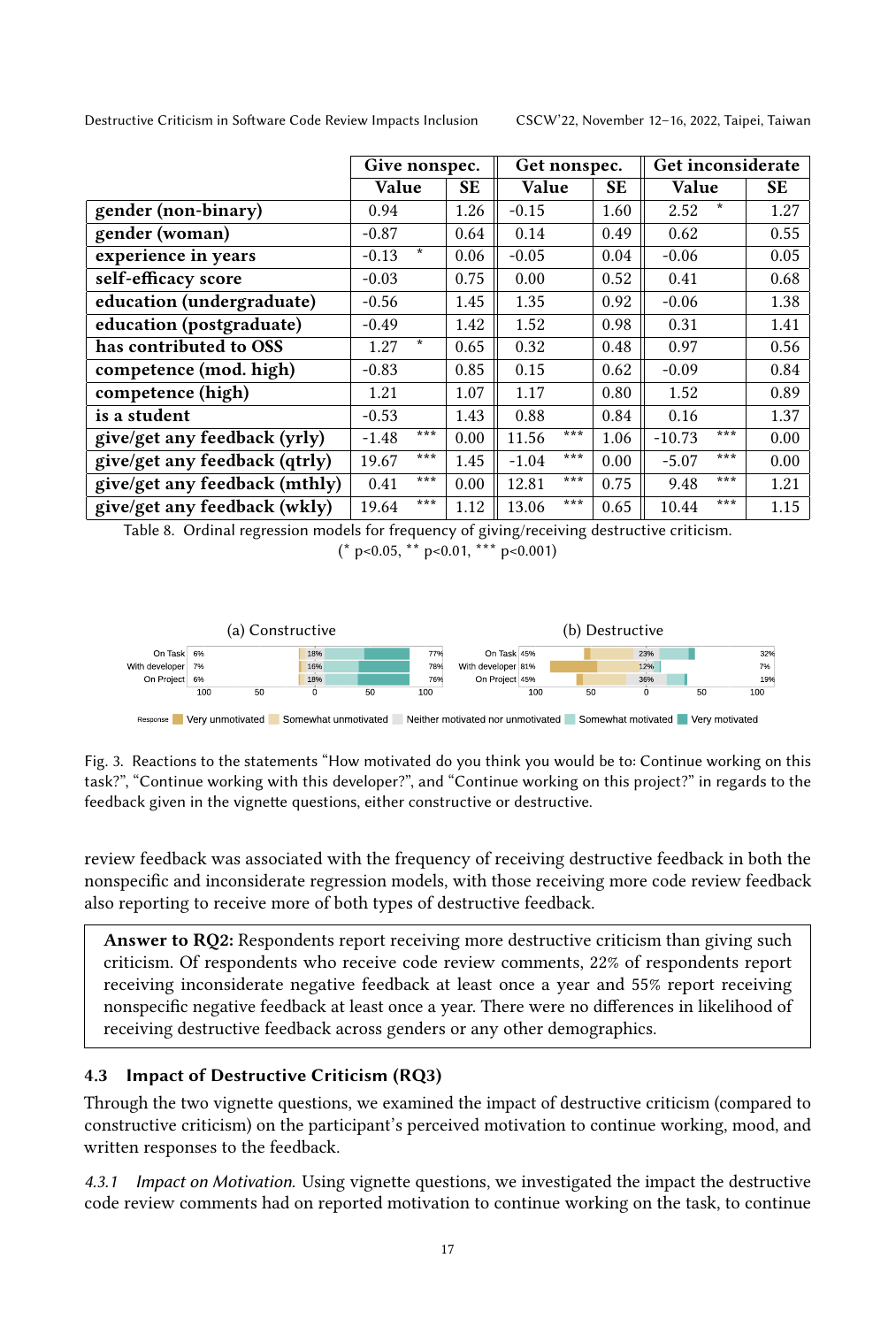| | Give nonspec. | | Get nonspec. | | Get inconsiderate | |
|---|---|---|---|---|---|---|
| | Value | SE | Value | SE | Value | SE |
| **gender (non-binary)** | 0.94 | 1.26 | -0.15 | 1.60 | 2.52 * | 1.27 |
| **gender (woman)** | -0.87 | 0.64 | 0.14 | 0.49 | 0.62 | 0.55 |
| **experience in years** | -0.13 * | 0.06 | -0.05 | 0.04 | -0.06 | 0.05 |
| **self-efficacy score** | -0.03 | 0.75 | 0.00 | 0.52 | 0.41 | 0.68 |
| **education (undergraduate)** | -0.56 | 1.45 | 1.35 | 0.92 | -0.06 | 1.38 |
| **education (postgraduate)** | -0.49 | 1.42 | 1.52 | 0.98 | 0.31 | 1.41 |
| **has contributed to OSS** | 1.27 * | 0.65 | 0.32 | 0.48 | 0.97 | 0.56 |
| **competence (mod. high)** | -0.83 | 0.85 | 0.15 | 0.62 | -0.09 | 0.84 |
| **competence (high)** | 1.21 | 1.07 | 1.17 | 0.80 | 1.52 | 0.89 |
| **is a student** | -0.53 | 1.43 | 0.88 | 0.84 | 0.16 | 1.37 |
| **give/get any feedback (yrly)** | -1.48 *** | 0.00 | 11.56 *** | 1.06 | -10.73 *** | 0.00 |
| **give/get any feedback (qtrly)** | 19.67 *** | 1.45 | -1.04 *** | 0.00 | -5.07 *** | 0.00 |
| **give/get any feedback (mthly)** | 0.41 *** | 0.00 | 12.81 *** | 0.75 | 9.48 *** | 1.21 |
| **give/get any feedback (wkly)** | 19.64 *** | 1.12 | 13.06 *** | 0.65 | 10.44 *** | 1.15 |

Table 8. Ordinal regression models for frequency of giving/receiving destructive criticism. (* p<0.05, ** p<0.01, *** p<0.001)

Fig. 3. Reactions to the statements "How motivated do you think you would be to: Continue working on this task?", "Continue working with this developer?", and "Continue working on this project?" in regards to the feedback given in the vignette questions, either constructive or destructive.

review feedback was associated with the frequency of receiving destructive feedback in both the nonspecific and inconsiderate regression models, with those receiving more code review feedback also reporting to receive more of both types of destructive feedback.

> **Answer to RQ2:** Respondents report receiving more destructive criticism than giving such criticism. Of respondents who receive code review comments, 22% of respondents report receiving inconsiderate negative feedback at least once a year and 55% report receiving nonspecific negative feedback at least once a year. There were no differences in likelihood of receiving destructive feedback across genders or any other demographics.

### 4.3 Impact of Destructive Criticism (RQ3)

Through the two vignette questions, we examined the impact of destructive criticism (compared to constructive criticism) on the participant's perceived motivation to continue working, mood, and written responses to the feedback.

*4.3.1 Impact on Motivation.* Using vignette questions, we investigated the impact the destructive code review comments had on reported motivation to continue working on the task, to continue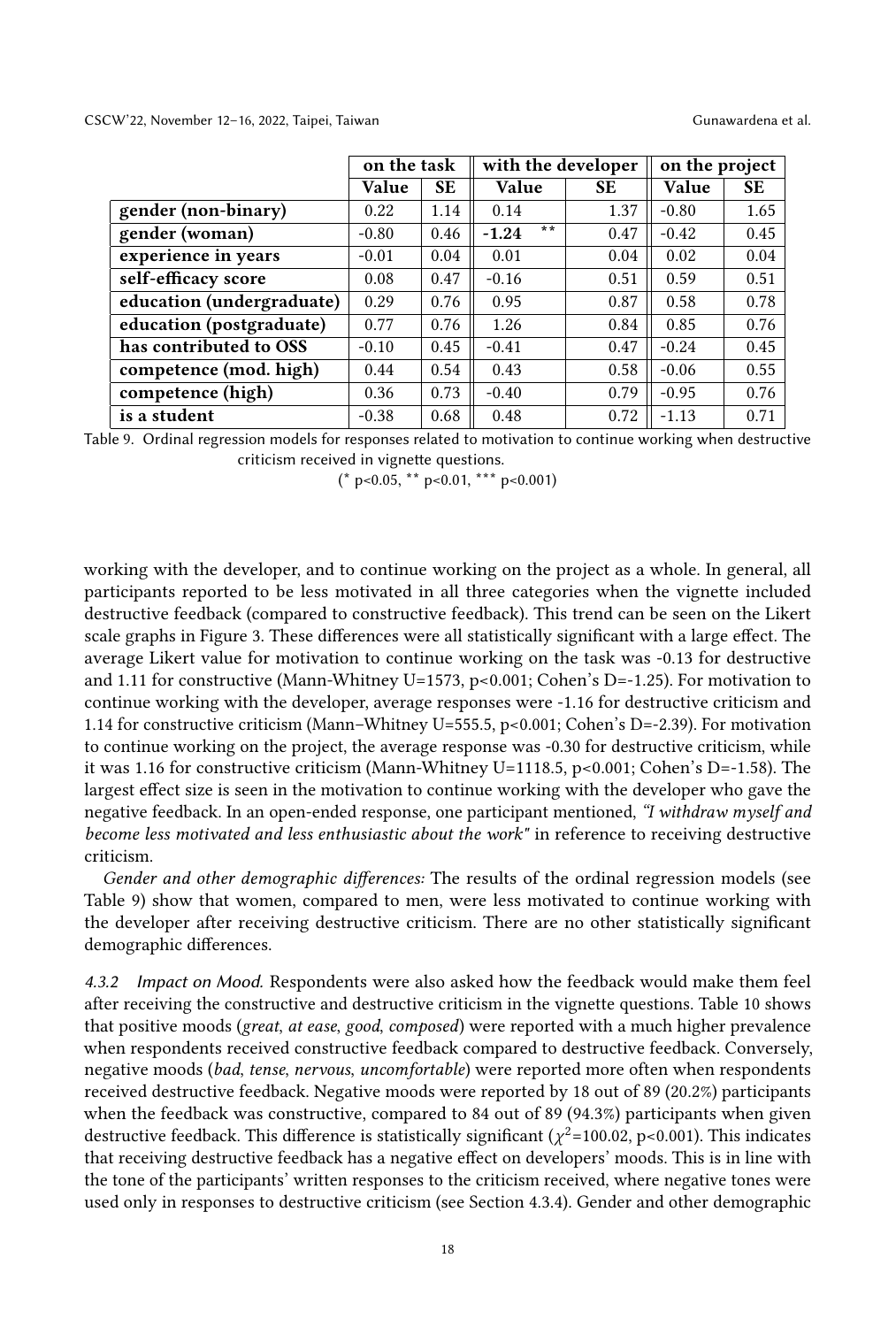| | on the task | | with the developer | | on the project | |
|---|---|---|---|---|---|---|
| | **Value** | **SE** | **Value** | **SE** | **Value** | **SE** |
| **gender (non-binary)** | 0.22 | 1.14 | 0.14 | 1.37 | -0.80 | 1.65 |
| **gender (woman)** | -0.80 | 0.46 | **-1.24** ** | 0.47 | -0.42 | 0.45 |
| **experience in years** | -0.01 | 0.04 | 0.01 | 0.04 | 0.02 | 0.04 |
| **self-efficacy score** | 0.08 | 0.47 | -0.16 | 0.51 | 0.59 | 0.51 |
| **education (undergraduate)** | 0.29 | 0.76 | 0.95 | 0.87 | 0.58 | 0.78 |
| **education (postgraduate)** | 0.77 | 0.76 | 1.26 | 0.84 | 0.85 | 0.76 |
| **has contributed to OSS** | -0.10 | 0.45 | -0.41 | 0.47 | -0.24 | 0.45 |
| **competence (mod. high)** | 0.44 | 0.54 | 0.43 | 0.58 | -0.06 | 0.55 |
| **competence (high)** | 0.36 | 0.73 | -0.40 | 0.79 | -0.95 | 0.76 |
| **is a student** | -0.38 | 0.68 | 0.48 | 0.72 | -1.13 | 0.71 |

Table 9. Ordinal regression models for responses related to motivation to continue working when destructive criticism received in vignette questions.
(* p<0.05, ** p<0.01, *** p<0.001)

working with the developer, and to continue working on the project as a whole. In general, all participants reported to be less motivated in all three categories when the vignette included destructive feedback (compared to constructive feedback). This trend can be seen on the Likert scale graphs in Figure 3. These differences were all statistically significant with a large effect. The average Likert value for motivation to continue working on the task was -0.13 for destructive and 1.11 for constructive (Mann-Whitney U=1573, p<0.001; Cohen's D=-1.25). For motivation to continue working with the developer, average responses were -1.16 for destructive criticism and 1.14 for constructive criticism (Mann–Whitney U=555.5, p<0.001; Cohen's D=-2.39). For motivation to continue working on the project, the average response was -0.30 for destructive criticism, while it was 1.16 for constructive criticism (Mann-Whitney U=1118.5, p<0.001; Cohen's D=-1.58). The largest effect size is seen in the motivation to continue working with the developer who gave the negative feedback. In an open-ended response, one participant mentioned, *"I withdraw myself and become less motivated and less enthusiastic about the work"* in reference to receiving destructive criticism.

*Gender and other demographic differences:* The results of the ordinal regression models (see Table 9) show that women, compared to men, were less motivated to continue working with the developer after receiving destructive criticism. There are no other statistically significant demographic differences.

#### 4.3.2 Impact on Mood.

Respondents were also asked how the feedback would make them feel after receiving the constructive and destructive criticism in the vignette questions. Table 10 shows that positive moods (*great*, *at ease*, *good*, *composed*) were reported with a much higher prevalence when respondents received constructive feedback compared to destructive feedback. Conversely, negative moods (*bad*, *tense*, *nervous*, *uncomfortable*) were reported more often when respondents received destructive feedback. Negative moods were reported by 18 out of 89 (20.2%) participants when the feedback was constructive, compared to 84 out of 89 (94.3%) participants when given destructive feedback. This difference is statistically significant ($\chi^2$=100.02, p<0.001). This indicates that receiving destructive feedback has a negative effect on developers' moods. This is in line with the tone of the participants' written responses to the criticism received, where negative tones were used only in responses to destructive criticism (see Section 4.3.4). Gender and other demographic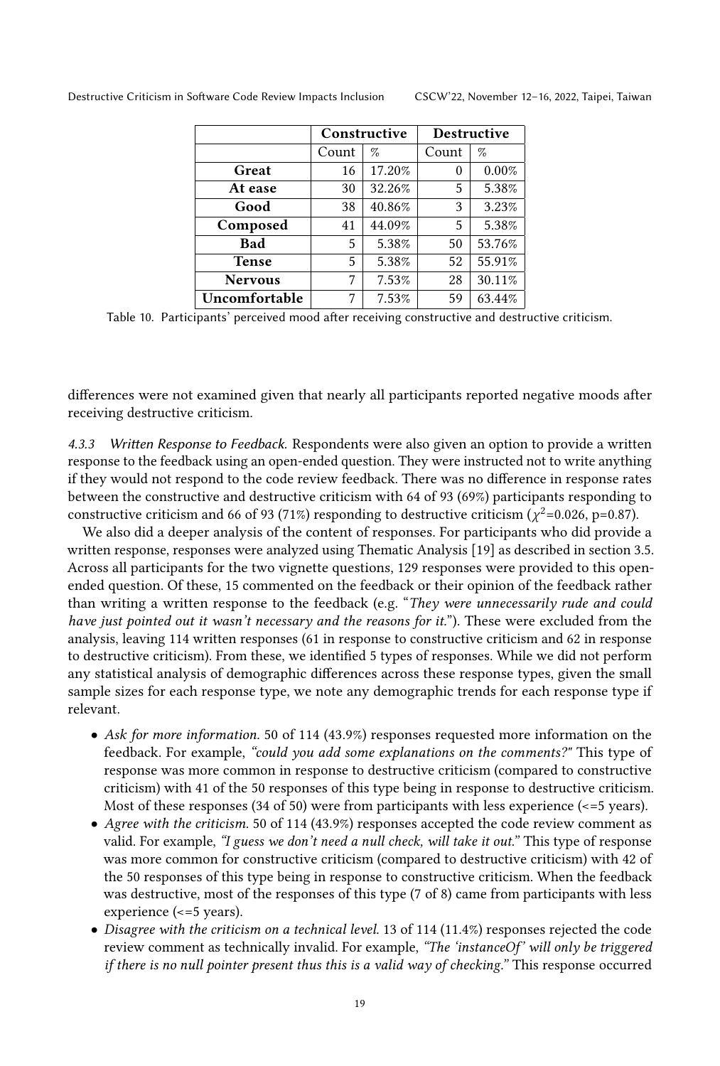| | Constructive | | Destructive | |
|---|---|---|---|---|
| | Count | % | Count | % |
| **Great** | 16 | 17.20% | 0 | 0.00% |
| **At ease** | 30 | 32.26% | 5 | 5.38% |
| **Good** | 38 | 40.86% | 3 | 3.23% |
| **Composed** | 41 | 44.09% | 5 | 5.38% |
| **Bad** | 5 | 5.38% | 50 | 53.76% |
| **Tense** | 5 | 5.38% | 52 | 55.91% |
| **Nervous** | 7 | 7.53% | 28 | 30.11% |
| **Uncomfortable** | 7 | 7.53% | 59 | 63.44% |

Table 10. Participants' perceived mood after receiving constructive and destructive criticism.

differences were not examined given that nearly all participants reported negative moods after receiving destructive criticism.

#### 4.3.3 Written Response to Feedback.

Respondents were also given an option to provide a written response to the feedback using an open-ended question. They were instructed not to write anything if they would not respond to the code review feedback. There was no difference in response rates between the constructive and destructive criticism with 64 of 93 (69%) participants responding to constructive criticism and 66 of 93 (71%) responding to destructive criticism ($\chi^2$=0.026, p=0.87).

We also did a deeper analysis of the content of responses. For participants who did provide a written response, responses were analyzed using Thematic Analysis [19] as described in section 3.5. Across all participants for the two vignette questions, 129 responses were provided to this open-ended question. Of these, 15 commented on the feedback or their opinion of the feedback rather than writing a written response to the feedback (e.g. "*They were unnecessarily rude and could have just pointed out it wasn't necessary and the reasons for it.*"). These were excluded from the analysis, leaving 114 written responses (61 in response to constructive criticism and 62 in response to destructive criticism). From these, we identified 5 types of responses. While we did not perform any statistical analysis of demographic differences across these response types, given the small sample sizes for each response type, we note any demographic trends for each response type if relevant.

- *Ask for more information.* 50 of 114 (43.9%) responses requested more information on the feedback. For example, *"could you add some explanations on the comments?"* This type of response was more common in response to destructive criticism (compared to constructive criticism) with 41 of the 50 responses of this type being in response to destructive criticism. Most of these responses (34 of 50) were from participants with less experience (<=5 years).
- *Agree with the criticism.* 50 of 114 (43.9%) responses accepted the code review comment as valid. For example, *"I guess we don't need a null check, will take it out."* This type of response was more common for constructive criticism (compared to destructive criticism) with 42 of the 50 responses of this type being in response to constructive criticism. When the feedback was destructive, most of the responses of this type (7 of 8) came from participants with less experience (<=5 years).
- *Disagree with the criticism on a technical level.* 13 of 114 (11.4%) responses rejected the code review comment as technically invalid. For example, *"The 'instanceOf' will only be triggered if there is no null pointer present thus this is a valid way of checking."* This response occurred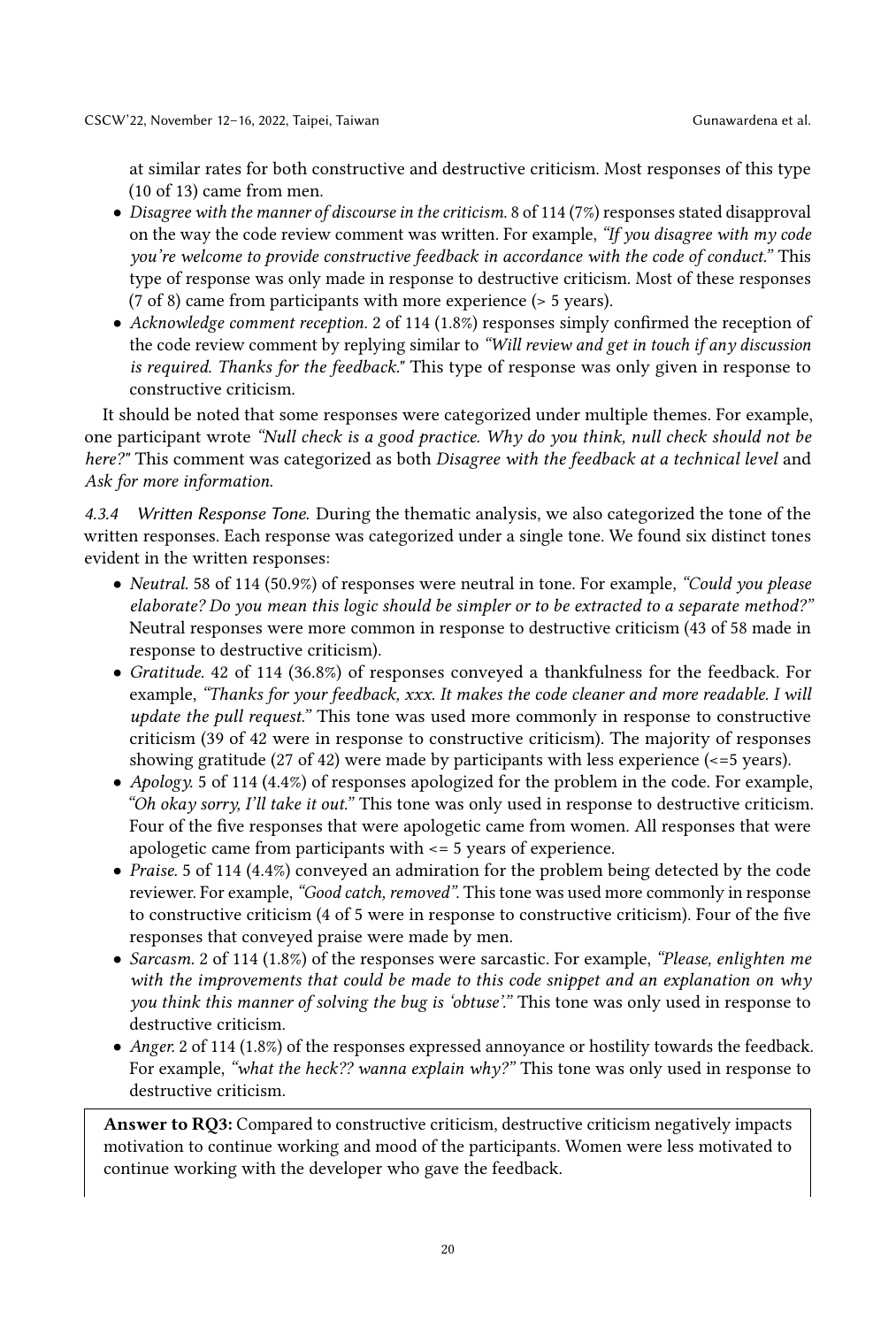at similar rates for both constructive and destructive criticism. Most responses of this type (10 of 13) came from men.

- *Disagree with the manner of discourse in the criticism.* 8 of 114 (7%) responses stated disapproval on the way the code review comment was written. For example, *"If you disagree with my code you're welcome to provide constructive feedback in accordance with the code of conduct."* This type of response was only made in response to destructive criticism. Most of these responses (7 of 8) came from participants with more experience (> 5 years).
- *Acknowledge comment reception.* 2 of 114 (1.8%) responses simply confirmed the reception of the code review comment by replying similar to *"Will review and get in touch if any discussion is required. Thanks for the feedback."* This type of response was only given in response to constructive criticism.

It should be noted that some responses were categorized under multiple themes. For example, one participant wrote *"Null check is a good practice. Why do you think, null check should not be here?"* This comment was categorized as both *Disagree with the feedback at a technical level* and *Ask for more information.*

*4.3.4 Written Response Tone.* During the thematic analysis, we also categorized the tone of the written responses. Each response was categorized under a single tone. We found six distinct tones evident in the written responses:

- *Neutral.* 58 of 114 (50.9%) of responses were neutral in tone. For example, *"Could you please elaborate? Do you mean this logic should be simpler or to be extracted to a separate method?"* Neutral responses were more common in response to destructive criticism (43 of 58 made in response to destructive criticism).
- *Gratitude.* 42 of 114 (36.8%) of responses conveyed a thankfulness for the feedback. For example, *"Thanks for your feedback, xxx. It makes the code cleaner and more readable. I will update the pull request."* This tone was used more commonly in response to constructive criticism (39 of 42 were in response to constructive criticism). The majority of responses showing gratitude (27 of 42) were made by participants with less experience (<=5 years).
- *Apology.* 5 of 114 (4.4%) of responses apologized for the problem in the code. For example, *"Oh okay sorry, I'll take it out."* This tone was only used in response to destructive criticism. Four of the five responses that were apologetic came from women. All responses that were apologetic came from participants with <= 5 years of experience.
- *Praise.* 5 of 114 (4.4%) conveyed an admiration for the problem being detected by the code reviewer. For example, *"Good catch, removed".* This tone was used more commonly in response to constructive criticism (4 of 5 were in response to constructive criticism). Four of the five responses that conveyed praise were made by men.
- *Sarcasm.* 2 of 114 (1.8%) of the responses were sarcastic. For example, *"Please, enlighten me with the improvements that could be made to this code snippet and an explanation on why you think this manner of solving the bug is 'obtuse'."* This tone was only used in response to destructive criticism.
- *Anger.* 2 of 114 (1.8%) of the responses expressed annoyance or hostility towards the feedback. For example, *"what the heck?? wanna explain why?"* This tone was only used in response to destructive criticism.

**Answer to RQ3:** Compared to constructive criticism, destructive criticism negatively impacts motivation to continue working and mood of the participants. Women were less motivated to continue working with the developer who gave the feedback.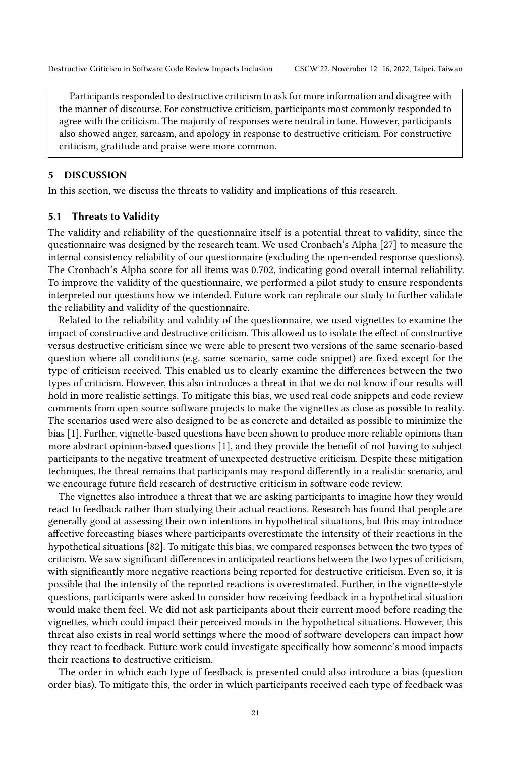> Participants responded to destructive criticism to ask for more information and disagree with the manner of discourse. For constructive criticism, participants most commonly responded to agree with the criticism. The majority of responses were neutral in tone. However, participants also showed anger, sarcasm, and apology in response to destructive criticism. For constructive criticism, gratitude and praise were more common.

## 5 DISCUSSION

In this section, we discuss the threats to validity and implications of this research.

### 5.1 Threats to Validity

The validity and reliability of the questionnaire itself is a potential threat to validity, since the questionnaire was designed by the research team. We used Cronbach's Alpha [27] to measure the internal consistency reliability of our questionnaire (excluding the open-ended response questions). The Cronbach's Alpha score for all items was 0.702, indicating good overall internal reliability. To improve the validity of the questionnaire, we performed a pilot study to ensure respondents interpreted our questions how we intended. Future work can replicate our study to further validate the reliability and validity of the questionnaire.

Related to the reliability and validity of the questionnaire, we used vignettes to examine the impact of constructive and destructive criticism. This allowed us to isolate the effect of constructive versus destructive criticism since we were able to present two versions of the same scenario-based question where all conditions (e.g. same scenario, same code snippet) are fixed except for the type of criticism received. This enabled us to clearly examine the differences between the two types of criticism. However, this also introduces a threat in that we do not know if our results will hold in more realistic settings. To mitigate this bias, we used real code snippets and code review comments from open source software projects to make the vignettes as close as possible to reality. The scenarios used were also designed to be as concrete and detailed as possible to minimize the bias [1]. Further, vignette-based questions have been shown to produce more reliable opinions than more abstract opinion-based questions [1], and they provide the benefit of not having to subject participants to the negative treatment of unexpected destructive criticism. Despite these mitigation techniques, the threat remains that participants may respond differently in a realistic scenario, and we encourage future field research of destructive criticism in software code review.

The vignettes also introduce a threat that we are asking participants to imagine how they would react to feedback rather than studying their actual reactions. Research has found that people are generally good at assessing their own intentions in hypothetical situations, but this may introduce affective forecasting biases where participants overestimate the intensity of their reactions in the hypothetical situations [82]. To mitigate this bias, we compared responses between the two types of criticism. We saw significant differences in anticipated reactions between the two types of criticism, with significantly more negative reactions being reported for destructive criticism. Even so, it is possible that the intensity of the reported reactions is overestimated. Further, in the vignette-style questions, participants were asked to consider how receiving feedback in a hypothetical situation would make them feel. We did not ask participants about their current mood before reading the vignettes, which could impact their perceived moods in the hypothetical situations. However, this threat also exists in real world settings where the mood of software developers can impact how they react to feedback. Future work could investigate specifically how someone's mood impacts their reactions to destructive criticism.

The order in which each type of feedback is presented could also introduce a bias (question order bias). To mitigate this, the order in which participants received each type of feedback was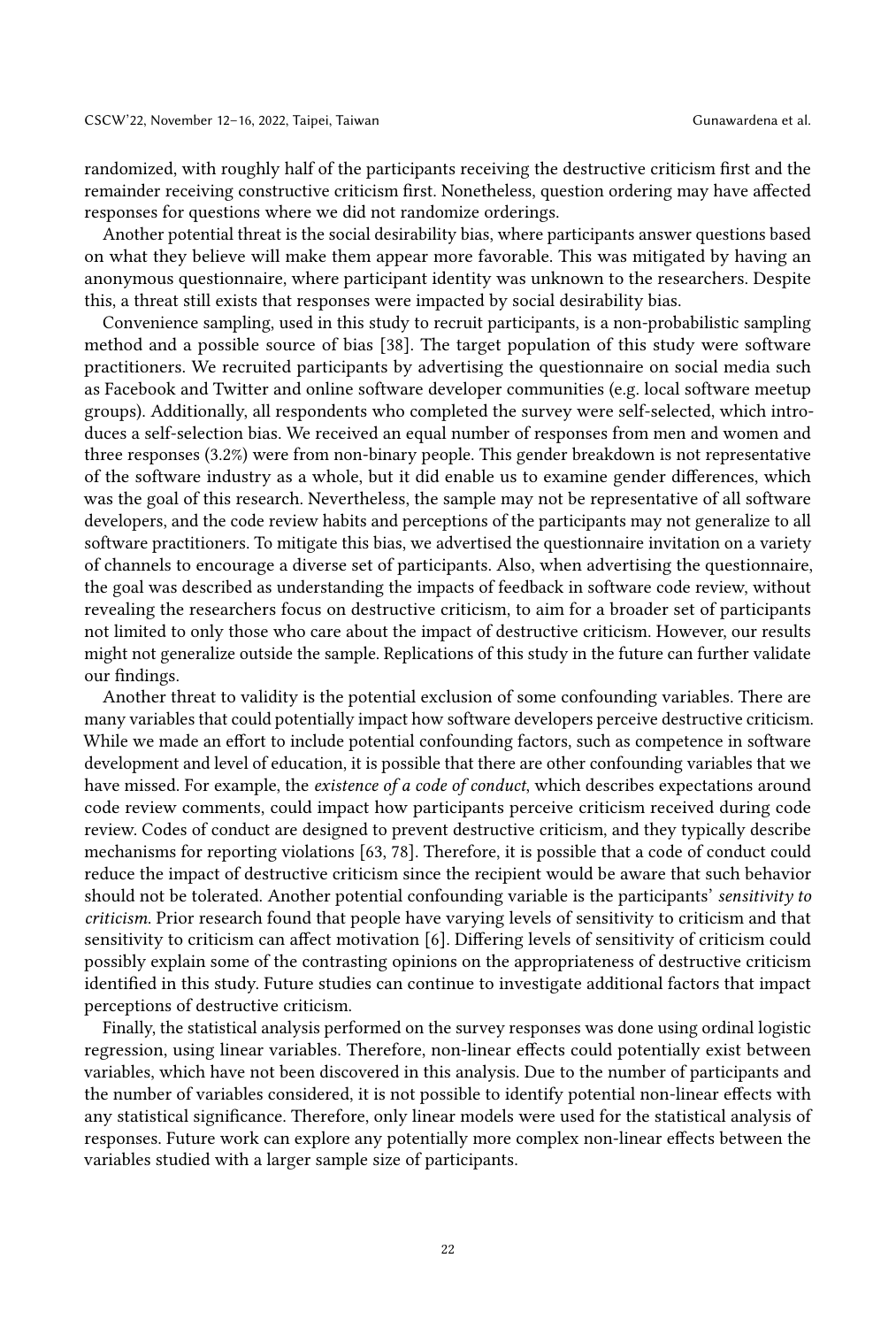randomized, with roughly half of the participants receiving the destructive criticism first and the remainder receiving constructive criticism first. Nonetheless, question ordering may have affected responses for questions where we did not randomize orderings.

Another potential threat is the social desirability bias, where participants answer questions based on what they believe will make them appear more favorable. This was mitigated by having an anonymous questionnaire, where participant identity was unknown to the researchers. Despite this, a threat still exists that responses were impacted by social desirability bias.

Convenience sampling, used in this study to recruit participants, is a non-probabilistic sampling method and a possible source of bias [38]. The target population of this study were software practitioners. We recruited participants by advertising the questionnaire on social media such as Facebook and Twitter and online software developer communities (e.g. local software meetup groups). Additionally, all respondents who completed the survey were self-selected, which introduces a self-selection bias. We received an equal number of responses from men and women and three responses (3.2%) were from non-binary people. This gender breakdown is not representative of the software industry as a whole, but it did enable us to examine gender differences, which was the goal of this research. Nevertheless, the sample may not be representative of all software developers, and the code review habits and perceptions of the participants may not generalize to all software practitioners. To mitigate this bias, we advertised the questionnaire invitation on a variety of channels to encourage a diverse set of participants. Also, when advertising the questionnaire, the goal was described as understanding the impacts of feedback in software code review, without revealing the researchers focus on destructive criticism, to aim for a broader set of participants not limited to only those who care about the impact of destructive criticism. However, our results might not generalize outside the sample. Replications of this study in the future can further validate our findings.

Another threat to validity is the potential exclusion of some confounding variables. There are many variables that could potentially impact how software developers perceive destructive criticism. While we made an effort to include potential confounding factors, such as competence in software development and level of education, it is possible that there are other confounding variables that we have missed. For example, the *existence of a code of conduct*, which describes expectations around code review comments, could impact how participants perceive criticism received during code review. Codes of conduct are designed to prevent destructive criticism, and they typically describe mechanisms for reporting violations [63, 78]. Therefore, it is possible that a code of conduct could reduce the impact of destructive criticism since the recipient would be aware that such behavior should not be tolerated. Another potential confounding variable is the participants' *sensitivity to criticism*. Prior research found that people have varying levels of sensitivity to criticism and that sensitivity to criticism can affect motivation [6]. Differing levels of sensitivity of criticism could possibly explain some of the contrasting opinions on the appropriateness of destructive criticism identified in this study. Future studies can continue to investigate additional factors that impact perceptions of destructive criticism.

Finally, the statistical analysis performed on the survey responses was done using ordinal logistic regression, using linear variables. Therefore, non-linear effects could potentially exist between variables, which have not been discovered in this analysis. Due to the number of participants and the number of variables considered, it is not possible to identify potential non-linear effects with any statistical significance. Therefore, only linear models were used for the statistical analysis of responses. Future work can explore any potentially more complex non-linear effects between the variables studied with a larger sample size of participants.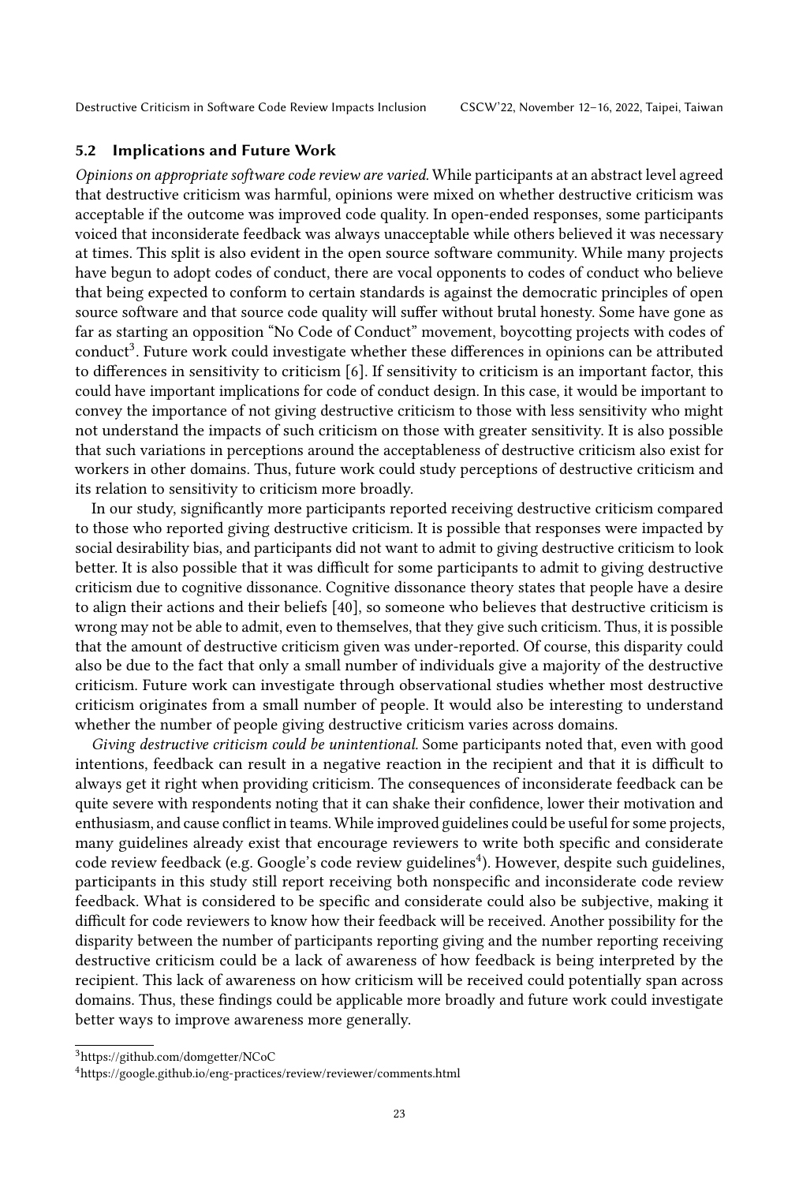### 5.2 Implications and Future Work

*Opinions on appropriate software code review are varied.* While participants at an abstract level agreed that destructive criticism was harmful, opinions were mixed on whether destructive criticism was acceptable if the outcome was improved code quality. In open-ended responses, some participants voiced that inconsiderate feedback was always unacceptable while others believed it was necessary at times. This split is also evident in the open source software community. While many projects have begun to adopt codes of conduct, there are vocal opponents to codes of conduct who believe that being expected to conform to certain standards is against the democratic principles of open source software and that source code quality will suffer without brutal honesty. Some have gone as far as starting an opposition "No Code of Conduct" movement, boycotting projects with codes of conduct[3]. Future work could investigate whether these differences in opinions can be attributed to differences in sensitivity to criticism [6]. If sensitivity to criticism is an important factor, this could have important implications for code of conduct design. In this case, it would be important to convey the importance of not giving destructive criticism to those with less sensitivity who might not understand the impacts of such criticism on those with greater sensitivity. It is also possible that such variations in perceptions around the acceptableness of destructive criticism also exist for workers in other domains. Thus, future work could study perceptions of destructive criticism and its relation to sensitivity to criticism more broadly.

In our study, significantly more participants reported receiving destructive criticism compared to those who reported giving destructive criticism. It is possible that responses were impacted by social desirability bias, and participants did not want to admit to giving destructive criticism to look better. It is also possible that it was difficult for some participants to admit to giving destructive criticism due to cognitive dissonance. Cognitive dissonance theory states that people have a desire to align their actions and their beliefs [40], so someone who believes that destructive criticism is wrong may not be able to admit, even to themselves, that they give such criticism. Thus, it is possible that the amount of destructive criticism given was under-reported. Of course, this disparity could also be due to the fact that only a small number of individuals give a majority of the destructive criticism. Future work can investigate through observational studies whether most destructive criticism originates from a small number of people. It would also be interesting to understand whether the number of people giving destructive criticism varies across domains.

*Giving destructive criticism could be unintentional.* Some participants noted that, even with good intentions, feedback can result in a negative reaction in the recipient and that it is difficult to always get it right when providing criticism. The consequences of inconsiderate feedback can be quite severe with respondents noting that it can shake their confidence, lower their motivation and enthusiasm, and cause conflict in teams. While improved guidelines could be useful for some projects, many guidelines already exist that encourage reviewers to write both specific and considerate code review feedback (e.g. Google's code review guidelines[4]). However, despite such guidelines, participants in this study still report receiving both nonspecific and inconsiderate code review feedback. What is considered to be specific and considerate could also be subjective, making it difficult for code reviewers to know how their feedback will be received. Another possibility for the disparity between the number of participants reporting giving and the number reporting receiving destructive criticism could be a lack of awareness of how feedback is being interpreted by the recipient. This lack of awareness on how criticism will be received could potentially span across domains. Thus, these findings could be applicable more broadly and future work could investigate better ways to improve awareness more generally.

[3]https://github.com/domgetter/NCoC

[4]https://google.github.io/eng-practices/review/reviewer/comments.html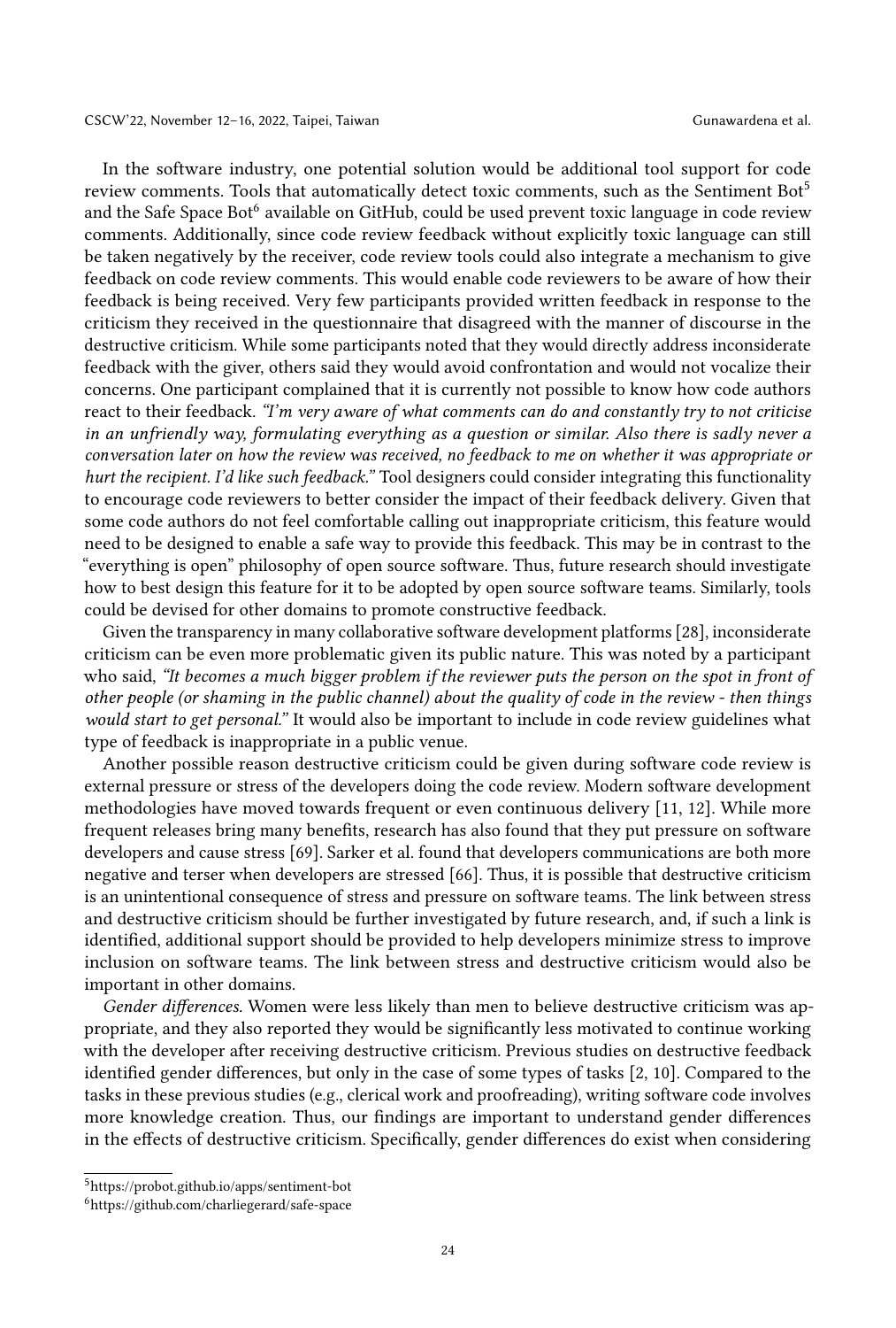In the software industry, one potential solution would be additional tool support for code review comments. Tools that automatically detect toxic comments, such as the Sentiment Bot[5] and the Safe Space Bot[6] available on GitHub, could be used prevent toxic language in code review comments. Additionally, since code review feedback without explicitly toxic language can still be taken negatively by the receiver, code review tools could also integrate a mechanism to give feedback on code review comments. This would enable code reviewers to be aware of how their feedback is being received. Very few participants provided written feedback in response to the criticism they received in the questionnaire that disagreed with the manner of discourse in the destructive criticism. While some participants noted that they would directly address inconsiderate feedback with the giver, others said they would avoid confrontation and would not vocalize their concerns. One participant complained that it is currently not possible to know how code authors react to their feedback. *"I'm very aware of what comments can do and constantly try to not criticise in an unfriendly way, formulating everything as a question or similar. Also there is sadly never a conversation later on how the review was received, no feedback to me on whether it was appropriate or hurt the recipient. I'd like such feedback."* Tool designers could consider integrating this functionality to encourage code reviewers to better consider the impact of their feedback delivery. Given that some code authors do not feel comfortable calling out inappropriate criticism, this feature would need to be designed to enable a safe way to provide this feedback. This may be in contrast to the "everything is open" philosophy of open source software. Thus, future research should investigate how to best design this feature for it to be adopted by open source software teams. Similarly, tools could be devised for other domains to promote constructive feedback.

Given the transparency in many collaborative software development platforms [28], inconsiderate criticism can be even more problematic given its public nature. This was noted by a participant who said, *"It becomes a much bigger problem if the reviewer puts the person on the spot in front of other people (or shaming in the public channel) about the quality of code in the review - then things would start to get personal."* It would also be important to include in code review guidelines what type of feedback is inappropriate in a public venue.

Another possible reason destructive criticism could be given during software code review is external pressure or stress of the developers doing the code review. Modern software development methodologies have moved towards frequent or even continuous delivery [11, 12]. While more frequent releases bring many benefits, research has also found that they put pressure on software developers and cause stress [69]. Sarker et al. found that developers communications are both more negative and terser when developers are stressed [66]. Thus, it is possible that destructive criticism is an unintentional consequence of stress and pressure on software teams. The link between stress and destructive criticism should be further investigated by future research, and, if such a link is identified, additional support should be provided to help developers minimize stress to improve inclusion on software teams. The link between stress and destructive criticism would also be important in other domains.

*Gender differences.* Women were less likely than men to believe destructive criticism was appropriate, and they also reported they would be significantly less motivated to continue working with the developer after receiving destructive criticism. Previous studies on destructive feedback identified gender differences, but only in the case of some types of tasks [2, 10]. Compared to the tasks in these previous studies (e.g., clerical work and proofreading), writing software code involves more knowledge creation. Thus, our findings are important to understand gender differences in the effects of destructive criticism. Specifically, gender differences do exist when considering

[5] https://probot.github.io/apps/sentiment-bot

[6] https://github.com/charliegerard/safe-space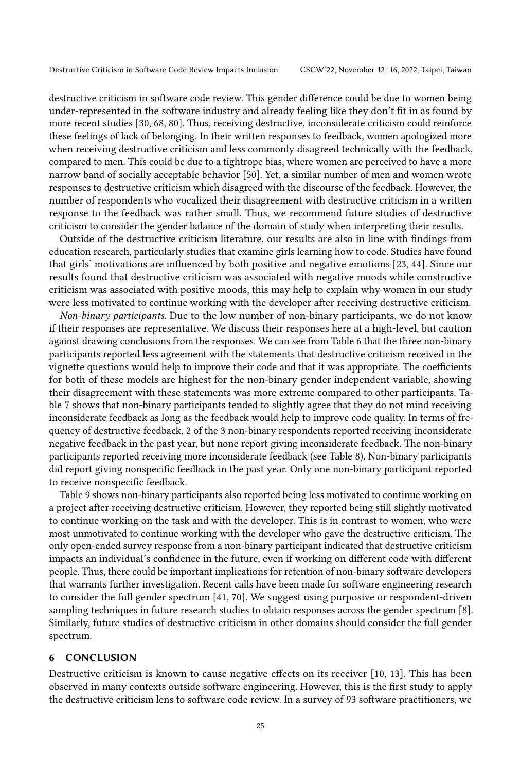destructive criticism in software code review. This gender difference could be due to women being under-represented in the software industry and already feeling like they don't fit in as found by more recent studies [30, 68, 80]. Thus, receiving destructive, inconsiderate criticism could reinforce these feelings of lack of belonging. In their written responses to feedback, women apologized more when receiving destructive criticism and less commonly disagreed technically with the feedback, compared to men. This could be due to a tightrope bias, where women are perceived to have a more narrow band of socially acceptable behavior [50]. Yet, a similar number of men and women wrote responses to destructive criticism which disagreed with the discourse of the feedback. However, the number of respondents who vocalized their disagreement with destructive criticism in a written response to the feedback was rather small. Thus, we recommend future studies of destructive criticism to consider the gender balance of the domain of study when interpreting their results.

Outside of the destructive criticism literature, our results are also in line with findings from education research, particularly studies that examine girls learning how to code. Studies have found that girls' motivations are influenced by both positive and negative emotions [23, 44]. Since our results found that destructive criticism was associated with negative moods while constructive criticism was associated with positive moods, this may help to explain why women in our study were less motivated to continue working with the developer after receiving destructive criticism.

*Non-binary participants.* Due to the low number of non-binary participants, we do not know if their responses are representative. We discuss their responses here at a high-level, but caution against drawing conclusions from the responses. We can see from Table 6 that the three non-binary participants reported less agreement with the statements that destructive criticism received in the vignette questions would help to improve their code and that it was appropriate. The coefficients for both of these models are highest for the non-binary gender independent variable, showing their disagreement with these statements was more extreme compared to other participants. Table 7 shows that non-binary participants tended to slightly agree that they do not mind receiving inconsiderate feedback as long as the feedback would help to improve code quality. In terms of frequency of destructive feedback, 2 of the 3 non-binary respondents reported receiving inconsiderate negative feedback in the past year, but none report giving inconsiderate feedback. The non-binary participants reported receiving more inconsiderate feedback (see Table 8). Non-binary participants did report giving nonspecific feedback in the past year. Only one non-binary participant reported to receive nonspecific feedback.

Table 9 shows non-binary participants also reported being less motivated to continue working on a project after receiving destructive criticism. However, they reported being still slightly motivated to continue working on the task and with the developer. This is in contrast to women, who were most unmotivated to continue working with the developer who gave the destructive criticism. The only open-ended survey response from a non-binary participant indicated that destructive criticism impacts an individual's confidence in the future, even if working on different code with different people. Thus, there could be important implications for retention of non-binary software developers that warrants further investigation. Recent calls have been made for software engineering research to consider the full gender spectrum [41, 70]. We suggest using purposive or respondent-driven sampling techniques in future research studies to obtain responses across the gender spectrum [8]. Similarly, future studies of destructive criticism in other domains should consider the full gender spectrum.

## 6 CONCLUSION

Destructive criticism is known to cause negative effects on its receiver [10, 13]. This has been observed in many contexts outside software engineering. However, this is the first study to apply the destructive criticism lens to software code review. In a survey of 93 software practitioners, we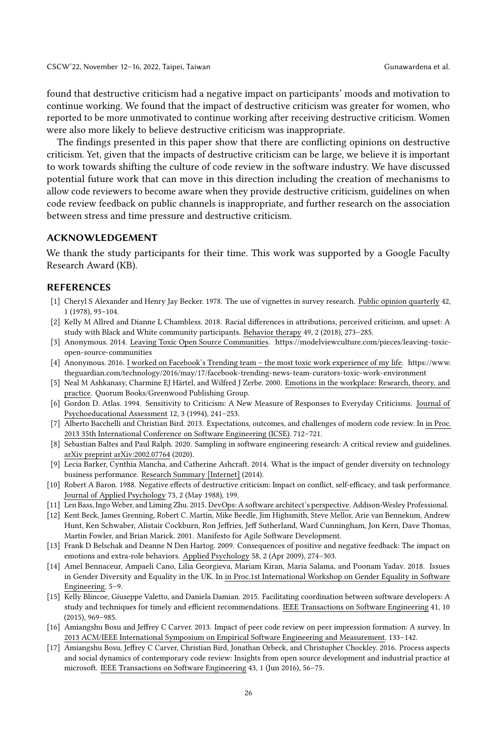found that destructive criticism had a negative impact on participants' moods and motivation to continue working. We found that the impact of destructive criticism was greater for women, who reported to be more unmotivated to continue working after receiving destructive criticism. Women were also more likely to believe destructive criticism was inappropriate.

The findings presented in this paper show that there are conflicting opinions on destructive criticism. Yet, given that the impacts of destructive criticism can be large, we believe it is important to work towards shifting the culture of code review in the software industry. We have discussed potential future work that can move in this direction including the creation of mechanisms to allow code reviewers to become aware when they provide destructive criticism, guidelines on when code review feedback on public channels is inappropriate, and further research on the association between stress and time pressure and destructive criticism.

## ACKNOWLEDGEMENT

We thank the study participants for their time. This work was supported by a Google Faculty Research Award (KB).

## REFERENCES

- [1] Cheryl S Alexander and Henry Jay Becker. 1978. The use of vignettes in survey research. Public opinion quarterly 42, 1 (1978), 93–104.
- [2] Kelly M Allred and Dianne L Chambless. 2018. Racial differences in attributions, perceived criticism, and upset: A study with Black and White community participants. Behavior therapy 49, 2 (2018), 273–285.
- [3] Anonymous. 2014. Leaving Toxic Open Source Communities. https://modelviewculture.com/pieces/leaving-toxic-open-source-communities
- [4] Anonymous. 2016. I worked on Facebook's Trending team – the most toxic work experience of my life. https://www.theguardian.com/technology/2016/may/17/facebook-trending-news-team-curators-toxic-work-environment
- [5] Neal M Ashkanasy, Charmine EJ Härtel, and Wilfred J Zerbe. 2000. Emotions in the workplace: Research, theory, and practice. Quorum Books/Greenwood Publishing Group.
- [6] Gordon D. Atlas. 1994. Sensitivity to Criticism: A New Measure of Responses to Everyday Criticisms. Journal of Psychoeducational Assessment 12, 3 (1994), 241–253.
- [7] Alberto Bacchelli and Christian Bird. 2013. Expectations, outcomes, and challenges of modern code review. In in Proc. 2013 35th International Conference on Software Engineering (ICSE). 712–721.
- [8] Sebastian Baltes and Paul Ralph. 2020. Sampling in software engineering research: A critical review and guidelines. arXiv preprint arXiv:2002.07764 (2020).
- [9] Lecia Barker, Cynthia Mancha, and Catherine Ashcraft. 2014. What is the impact of gender diversity on technology business performance. Research Summary [Internet] (2014).
- [10] Robert A Baron. 1988. Negative effects of destructive criticism: Impact on conflict, self-efficacy, and task performance. Journal of Applied Psychology 73, 2 (May 1988), 199.
- [11] Len Bass, Ingo Weber, and Liming Zhu. 2015. DevOps: A software architect's perspective. Addison-Wesley Professional.
- [12] Kent Beck, James Grenning, Robert C. Martin, Mike Beedle, Jim Highsmith, Steve Mellor, Arie van Bennekum, Andrew Hunt, Ken Schwaber, Alistair Cockburn, Ron Jeffries, Jeff Sutherland, Ward Cunningham, Jon Kern, Dave Thomas, Martin Fowler, and Brian Marick. 2001. Manifesto for Agile Software Development.
- [13] Frank D Belschak and Deanne N Den Hartog. 2009. Consequences of positive and negative feedback: The impact on emotions and extra-role behaviors. Applied Psychology 58, 2 (Apr 2009), 274–303.
- [14] Amel Bennaceur, Ampaeli Cano, Lilia Georgieva, Mariam Kiran, Maria Salama, and Poonam Yadav. 2018. Issues in Gender Diversity and Equality in the UK. In in Proc.1st International Workshop on Gender Equality in Software Engineering. 5–9.
- [15] Kelly Blincoe, Giuseppe Valetto, and Daniela Damian. 2015. Facilitating coordination between software developers: A study and techniques for timely and efficient recommendations. IEEE Transactions on Software Engineering 41, 10 (2015), 969–985.
- [16] Amiangshu Bosu and Jeffrey C Carver. 2013. Impact of peer code review on peer impression formation: A survey. In 2013 ACM/IEEE International Symposium on Empirical Software Engineering and Measurement. 133–142.
- [17] Amiangshu Bosu, Jeffrey C Carver, Christian Bird, Jonathan Orbeck, and Christopher Chockley. 2016. Process aspects and social dynamics of contemporary code review: Insights from open source development and industrial practice at microsoft. IEEE Transactions on Software Engineering 43, 1 (Jun 2016), 56–75.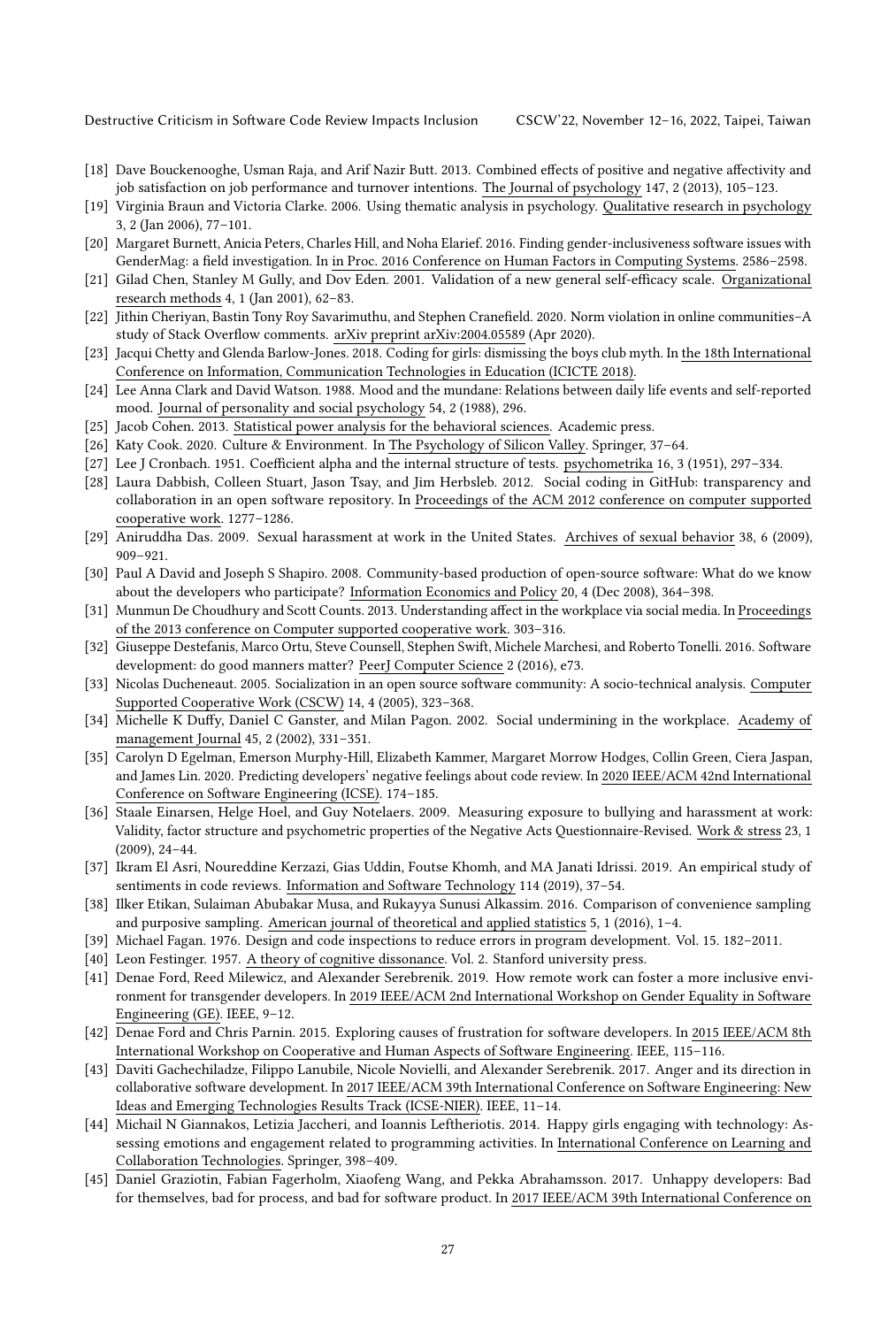- [18] Dave Bouckenooghe, Usman Raja, and Arif Nazir Butt. 2013. Combined effects of positive and negative affectivity and job satisfaction on job performance and turnover intentions. The Journal of psychology 147, 2 (2013), 105–123.
- [19] Virginia Braun and Victoria Clarke. 2006. Using thematic analysis in psychology. Qualitative research in psychology 3, 2 (Jan 2006), 77–101.
- [20] Margaret Burnett, Anicia Peters, Charles Hill, and Noha Elarief. 2016. Finding gender-inclusiveness software issues with GenderMag: a field investigation. In in Proc. 2016 Conference on Human Factors in Computing Systems. 2586–2598.
- [21] Gilad Chen, Stanley M Gully, and Dov Eden. 2001. Validation of a new general self-efficacy scale. Organizational research methods 4, 1 (Jan 2001), 62–83.
- [22] Jithin Cheriyan, Bastin Tony Roy Savarimuthu, and Stephen Cranefield. 2020. Norm violation in online communities–A study of Stack Overflow comments. arXiv preprint arXiv:2004.05589 (Apr 2020).
- [23] Jacqui Chetty and Glenda Barlow-Jones. 2018. Coding for girls: dismissing the boys club myth. In the 18th International Conference on Information, Communication Technologies in Education (ICICTE 2018).
- [24] Lee Anna Clark and David Watson. 1988. Mood and the mundane: Relations between daily life events and self-reported mood. Journal of personality and social psychology 54, 2 (1988), 296.
- [25] Jacob Cohen. 2013. Statistical power analysis for the behavioral sciences. Academic press.
- [26] Katy Cook. 2020. Culture & Environment. In The Psychology of Silicon Valley. Springer, 37–64.
- [27] Lee J Cronbach. 1951. Coefficient alpha and the internal structure of tests. psychometrika 16, 3 (1951), 297–334.
- [28] Laura Dabbish, Colleen Stuart, Jason Tsay, and Jim Herbsleb. 2012. Social coding in GitHub: transparency and collaboration in an open software repository. In Proceedings of the ACM 2012 conference on computer supported cooperative work. 1277–1286.
- [29] Aniruddha Das. 2009. Sexual harassment at work in the United States. Archives of sexual behavior 38, 6 (2009), 909–921.
- [30] Paul A David and Joseph S Shapiro. 2008. Community-based production of open-source software: What do we know about the developers who participate? Information Economics and Policy 20, 4 (Dec 2008), 364–398.
- [31] Munmun De Choudhury and Scott Counts. 2013. Understanding affect in the workplace via social media. In Proceedings of the 2013 conference on Computer supported cooperative work. 303–316.
- [32] Giuseppe Destefanis, Marco Ortu, Steve Counsell, Stephen Swift, Michele Marchesi, and Roberto Tonelli. 2016. Software development: do good manners matter? PeerJ Computer Science 2 (2016), e73.
- [33] Nicolas Ducheneaut. 2005. Socialization in an open source software community: A socio-technical analysis. Computer Supported Cooperative Work (CSCW) 14, 4 (2005), 323–368.
- [34] Michelle K Duffy, Daniel C Ganster, and Milan Pagon. 2002. Social undermining in the workplace. Academy of management Journal 45, 2 (2002), 331–351.
- [35] Carolyn D Egelman, Emerson Murphy-Hill, Elizabeth Kammer, Margaret Morrow Hodges, Collin Green, Ciera Jaspan, and James Lin. 2020. Predicting developers' negative feelings about code review. In 2020 IEEE/ACM 42nd International Conference on Software Engineering (ICSE). 174–185.
- [36] Staale Einarsen, Helge Hoel, and Guy Notelaers. 2009. Measuring exposure to bullying and harassment at work: Validity, factor structure and psychometric properties of the Negative Acts Questionnaire-Revised. Work & stress 23, 1 (2009), 24–44.
- [37] Ikram El Asri, Noureddine Kerzazi, Gias Uddin, Foutse Khomh, and MA Janati Idrissi. 2019. An empirical study of sentiments in code reviews. Information and Software Technology 114 (2019), 37–54.
- [38] Ilker Etikan, Sulaiman Abubakar Musa, and Rukayya Sunusi Alkassim. 2016. Comparison of convenience sampling and purposive sampling. American journal of theoretical and applied statistics 5, 1 (2016), 1–4.
- [39] Michael Fagan. 1976. Design and code inspections to reduce errors in program development. Vol. 15. 182–2011.
- [40] Leon Festinger. 1957. A theory of cognitive dissonance. Vol. 2. Stanford university press.
- [41] Denae Ford, Reed Milewicz, and Alexander Serebrenik. 2019. How remote work can foster a more inclusive environment for transgender developers. In 2019 IEEE/ACM 2nd International Workshop on Gender Equality in Software Engineering (GE). IEEE, 9–12.
- [42] Denae Ford and Chris Parnin. 2015. Exploring causes of frustration for software developers. In 2015 IEEE/ACM 8th International Workshop on Cooperative and Human Aspects of Software Engineering. IEEE, 115–116.
- [43] Daviti Gachechiladze, Filippo Lanubile, Nicole Novielli, and Alexander Serebrenik. 2017. Anger and its direction in collaborative software development. In 2017 IEEE/ACM 39th International Conference on Software Engineering: New Ideas and Emerging Technologies Results Track (ICSE-NIER). IEEE, 11–14.
- [44] Michail N Giannakos, Letizia Jaccheri, and Ioannis Leftheriotis. 2014. Happy girls engaging with technology: Assessing emotions and engagement related to programming activities. In International Conference on Learning and Collaboration Technologies. Springer, 398–409.
- [45] Daniel Graziotin, Fabian Fagerholm, Xiaofeng Wang, and Pekka Abrahamsson. 2017. Unhappy developers: Bad for themselves, bad for process, and bad for software product. In 2017 IEEE/ACM 39th International Conference on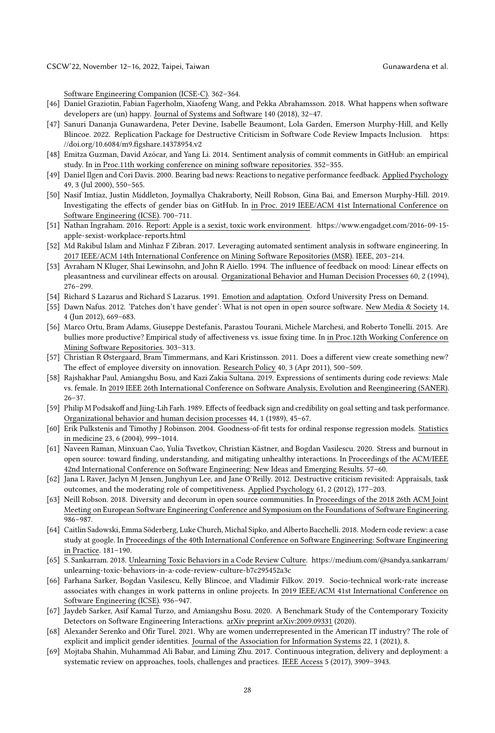Software Engineering Companion (ICSE-C). 362–364.

[46] Daniel Graziotin, Fabian Fagerholm, Xiaofeng Wang, and Pekka Abrahamsson. 2018. What happens when software developers are (un) happy. Journal of Systems and Software 140 (2018), 32–47.

[47] Sanuri Dananja Gunawardena, Peter Devine, Isabelle Beaumont, Lola Garden, Emerson Murphy-Hill, and Kelly Blincoe. 2022. Replication Package for Destructive Criticism in Software Code Review Impacts Inclusion. https://doi.org/10.6084/m9.figshare.14378954.v2

[48] Emitza Guzman, David Azócar, and Yang Li. 2014. Sentiment analysis of commit comments in GitHub: an empirical study. In in Proc.11th working conference on mining software repositories. 352–355.

[49] Daniel Ilgen and Cori Davis. 2000. Bearing bad news: Reactions to negative performance feedback. Applied Psychology 49, 3 (Jul 2000), 550–565.

[50] Nasif Imtiaz, Justin Middleton, Joymallya Chakraborty, Neill Robson, Gina Bai, and Emerson Murphy-Hill. 2019. Investigating the effects of gender bias on GitHub. In in Proc. 2019 IEEE/ACM 41st International Conference on Software Engineering (ICSE). 700–711.

[51] Nathan Ingraham. 2016. Report: Apple is a sexist, toxic work environment. https://www.engadget.com/2016-09-15-apple-sexist-workplace-reports.html

[52] Md Rakibul Islam and Minhaz F Zibran. 2017. Leveraging automated sentiment analysis in software engineering. In 2017 IEEE/ACM 14th International Conference on Mining Software Repositories (MSR). IEEE, 203–214.

[53] Avraham N Kluger, Shai Lewinsohn, and John R Aiello. 1994. The influence of feedback on mood: Linear effects on pleasantness and curvilinear effects on arousal. Organizational Behavior and Human Decision Processes 60, 2 (1994), 276–299.

[54] Richard S Lazarus and Richard S Lazarus. 1991. Emotion and adaptation. Oxford University Press on Demand.

[55] Dawn Nafus. 2012. 'Patches don't have gender': What is not open in open source software. New Media & Society 14, 4 (Jun 2012), 669–683.

[56] Marco Ortu, Bram Adams, Giuseppe Destefanis, Parastou Tourani, Michele Marchesi, and Roberto Tonelli. 2015. Are bullies more productive? Empirical study of affectiveness vs. issue fixing time. In in Proc.12th Working Conference on Mining Software Repositories. 303–313.

[57] Christian R Østergaard, Bram Timmermans, and Kari Kristinsson. 2011. Does a different view create something new? The effect of employee diversity on innovation. Research Policy 40, 3 (Apr 2011), 500–509.

[58] Rajshakhar Paul, Amiangshu Bosu, and Kazi Zakia Sultana. 2019. Expressions of sentiments during code reviews: Male vs. female. In 2019 IEEE 26th International Conference on Software Analysis, Evolution and Reengineering (SANER). 26–37.

[59] Philip M Podsakoff and Jiing-Lih Farh. 1989. Effects of feedback sign and credibility on goal setting and task performance. Organizational behavior and human decision processes 44, 1 (1989), 45–67.

[60] Erik Pulkstenis and Timothy J Robinson. 2004. Goodness-of-fit tests for ordinal response regression models. Statistics in medicine 23, 6 (2004), 999–1014.

[61] Naveen Raman, Minxuan Cao, Yulia Tsvetkov, Christian Kästner, and Bogdan Vasilescu. 2020. Stress and burnout in open source: toward finding, understanding, and mitigating unhealthy interactions. In Proceedings of the ACM/IEEE 42nd International Conference on Software Engineering: New Ideas and Emerging Results. 57–60.

[62] Jana L Raver, Jaclyn M Jensen, Junghyun Lee, and Jane O'Reilly. 2012. Destructive criticism revisited: Appraisals, task outcomes, and the moderating role of competitiveness. Applied Psychology 61, 2 (2012), 177–203.

[63] Neill Robson. 2018. Diversity and decorum in open source communities. In Proceedings of the 2018 26th ACM Joint Meeting on European Software Engineering Conference and Symposium on the Foundations of Software Engineering. 986–987.

[64] Caitlin Sadowski, Emma Söderberg, Luke Church, Michal Sipko, and Alberto Bacchelli. 2018. Modern code review: a case study at google. In Proceedings of the 40th International Conference on Software Engineering: Software Engineering in Practice. 181–190.

[65] S. Sankarram. 2018. Unlearning Toxic Behaviors in a Code Review Culture. https://medium.com/@sandya.sankarram/unlearning-toxic-behaviors-in-a-code-review-culture-b7c295452a3c

[66] Farhana Sarker, Bogdan Vasilescu, Kelly Blincoe, and Vladimir Filkov. 2019. Socio-technical work-rate increase associates with changes in work patterns in online projects. In 2019 IEEE/ACM 41st International Conference on Software Engineering (ICSE). 936–947.

[67] Jaydeb Sarker, Asif Kamal Turzo, and Amiangshu Bosu. 2020. A Benchmark Study of the Contemporary Toxicity Detectors on Software Engineering Interactions. arXiv preprint arXiv:2009.09331 (2020).

[68] Alexander Serenko and Ofir Turel. 2021. Why are women underrepresented in the American IT industry? The role of explicit and implicit gender identities. Journal of the Association for Information Systems 22, 1 (2021), 8.

[69] Mojtaba Shahin, Muhammad Ali Babar, and Liming Zhu. 2017. Continuous integration, delivery and deployment: a systematic review on approaches, tools, challenges and practices. IEEE Access 5 (2017), 3909–3943.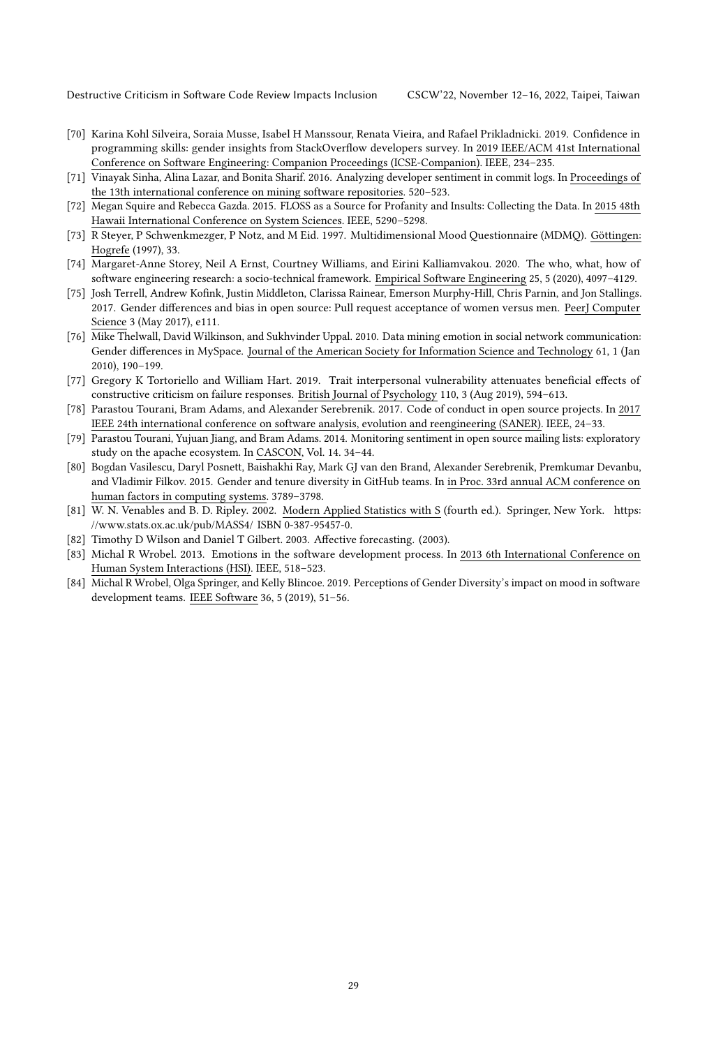[70] Karina Kohl Silveira, Soraia Musse, Isabel H Manssour, Renata Vieira, and Rafael Prikladnicki. 2019. Confidence in programming skills: gender insights from StackOverflow developers survey. In 2019 IEEE/ACM 41st International Conference on Software Engineering: Companion Proceedings (ICSE-Companion). IEEE, 234–235.

[71] Vinayak Sinha, Alina Lazar, and Bonita Sharif. 2016. Analyzing developer sentiment in commit logs. In Proceedings of the 13th international conference on mining software repositories. 520–523.

[72] Megan Squire and Rebecca Gazda. 2015. FLOSS as a Source for Profanity and Insults: Collecting the Data. In 2015 48th Hawaii International Conference on System Sciences. IEEE, 5290–5298.

[73] R Steyer, P Schwenkmezger, P Notz, and M Eid. 1997. Multidimensional Mood Questionnaire (MDMQ). Göttingen: Hogrefe (1997), 33.

[74] Margaret-Anne Storey, Neil A Ernst, Courtney Williams, and Eirini Kalliamvakou. 2020. The who, what, how of software engineering research: a socio-technical framework. Empirical Software Engineering 25, 5 (2020), 4097–4129.

[75] Josh Terrell, Andrew Kofink, Justin Middleton, Clarissa Rainear, Emerson Murphy-Hill, Chris Parnin, and Jon Stallings. 2017. Gender differences and bias in open source: Pull request acceptance of women versus men. PeerJ Computer Science 3 (May 2017), e111.

[76] Mike Thelwall, David Wilkinson, and Sukhvinder Uppal. 2010. Data mining emotion in social network communication: Gender differences in MySpace. Journal of the American Society for Information Science and Technology 61, 1 (Jan 2010), 190–199.

[77] Gregory K Tortoriello and William Hart. 2019. Trait interpersonal vulnerability attenuates beneficial effects of constructive criticism on failure responses. British Journal of Psychology 110, 3 (Aug 2019), 594–613.

[78] Parastou Tourani, Bram Adams, and Alexander Serebrenik. 2017. Code of conduct in open source projects. In 2017 IEEE 24th international conference on software analysis, evolution and reengineering (SANER). IEEE, 24–33.

[79] Parastou Tourani, Yujuan Jiang, and Bram Adams. 2014. Monitoring sentiment in open source mailing lists: exploratory study on the apache ecosystem. In CASCON, Vol. 14. 34–44.

[80] Bogdan Vasilescu, Daryl Posnett, Baishakhi Ray, Mark GJ van den Brand, Alexander Serebrenik, Premkumar Devanbu, and Vladimir Filkov. 2015. Gender and tenure diversity in GitHub teams. In in Proc. 33rd annual ACM conference on human factors in computing systems. 3789–3798.

[81] W. N. Venables and B. D. Ripley. 2002. Modern Applied Statistics with S (fourth ed.). Springer, New York. https://www.stats.ox.ac.uk/pub/MASS4/ ISBN 0-387-95457-0.

[82] Timothy D Wilson and Daniel T Gilbert. 2003. Affective forecasting. (2003).

[83] Michal R Wrobel. 2013. Emotions in the software development process. In 2013 6th International Conference on Human System Interactions (HSI). IEEE, 518–523.

[84] Michal R Wrobel, Olga Springer, and Kelly Blincoe. 2019. Perceptions of Gender Diversity's impact on mood in software development teams. IEEE Software 36, 5 (2019), 51–56.